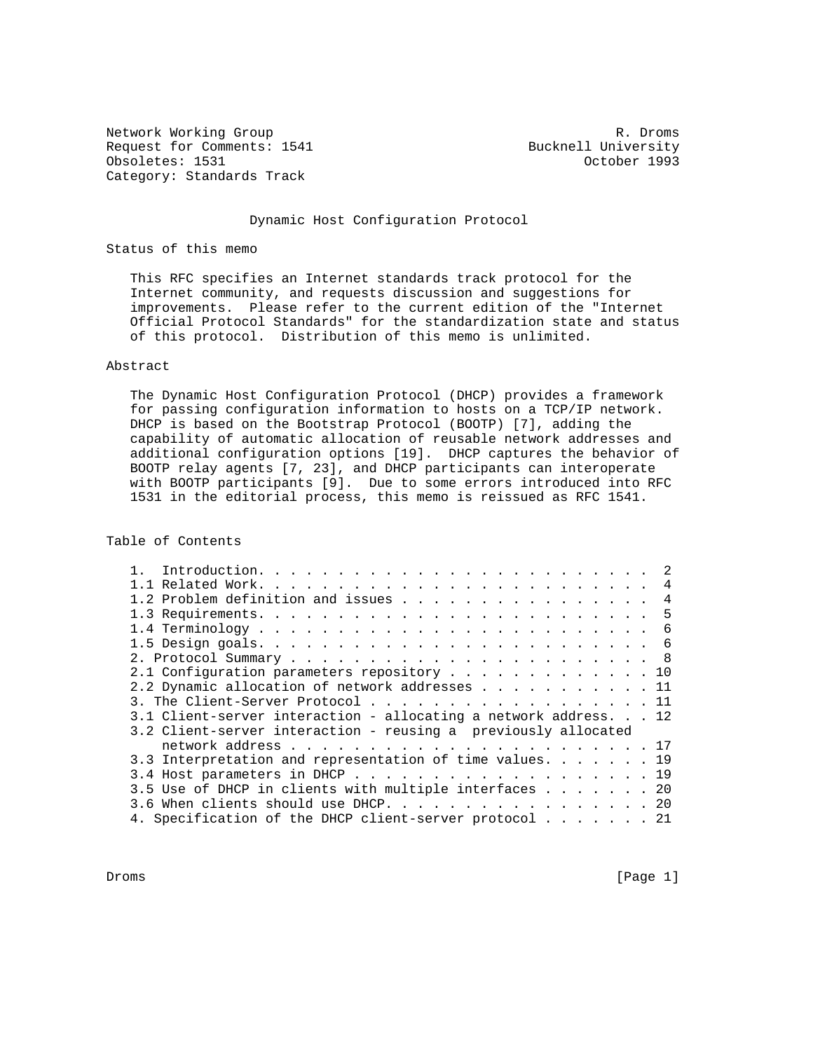Network Working Group R. Droms
Request for Comments: 1541 Bucknell University
Obsoletes: 1531 October 1993
Category: Standards Track

# Dynamic Host Configuration Protocol

## Status of this memo

This RFC specifies an Internet standards track protocol for the Internet community, and requests discussion and suggestions for improvements. Please refer to the current edition of the "Internet Official Protocol Standards" for the standardization state and status of this protocol. Distribution of this memo is unlimited.

## Abstract

The Dynamic Host Configuration Protocol (DHCP) provides a framework for passing configuration information to hosts on a TCP/IP network. DHCP is based on the Bootstrap Protocol (BOOTP) [7], adding the capability of automatic allocation of reusable network addresses and additional configuration options [19]. DHCP captures the behavior of BOOTP relay agents [7, 23], and DHCP participants can interoperate with BOOTP participants [9]. Due to some errors introduced into RFC 1531 in the editorial process, this memo is reissued as RFC 1541.

## Table of Contents

```
1.  Introduction. . . . . . . . . . . . . . . . . . . . . . . . .  2
1.1 Related Work. . . . . . . . . . . . . . . . . . . . . . . . .  4
1.2 Problem definition and issues . . . . . . . . . . . . . . . .  4
1.3 Requirements. . . . . . . . . . . . . . . . . . . . . . . . .  5
1.4 Terminology . . . . . . . . . . . . . . . . . . . . . . . . .  6
1.5 Design goals. . . . . . . . . . . . . . . . . . . . . . . . .  6
2. Protocol Summary . . . . . . . . . . . . . . . . . . . . . . .  8
2.1 Configuration parameters repository . . . . . . . . . . . . . 10
2.2 Dynamic allocation of network addresses . . . . . . . . . . . 11
3. The Client-Server Protocol . . . . . . . . . . . . . . . . . . 11
3.1 Client-server interaction - allocating a network address. . . 12
3.2 Client-server interaction - reusing a  previously allocated
    network address . . . . . . . . . . . . . . . . . . . . . . . 17
3.3 Interpretation and representation of time values. . . . . . . 19
3.4 Host parameters in DHCP . . . . . . . . . . . . . . . . . . . 19
3.5 Use of DHCP in clients with multiple interfaces . . . . . . . 20
3.6 When clients should use DHCP. . . . . . . . . . . . . . . . . 20
4. Specification of the DHCP client-server protocol . . . . . . . 21
```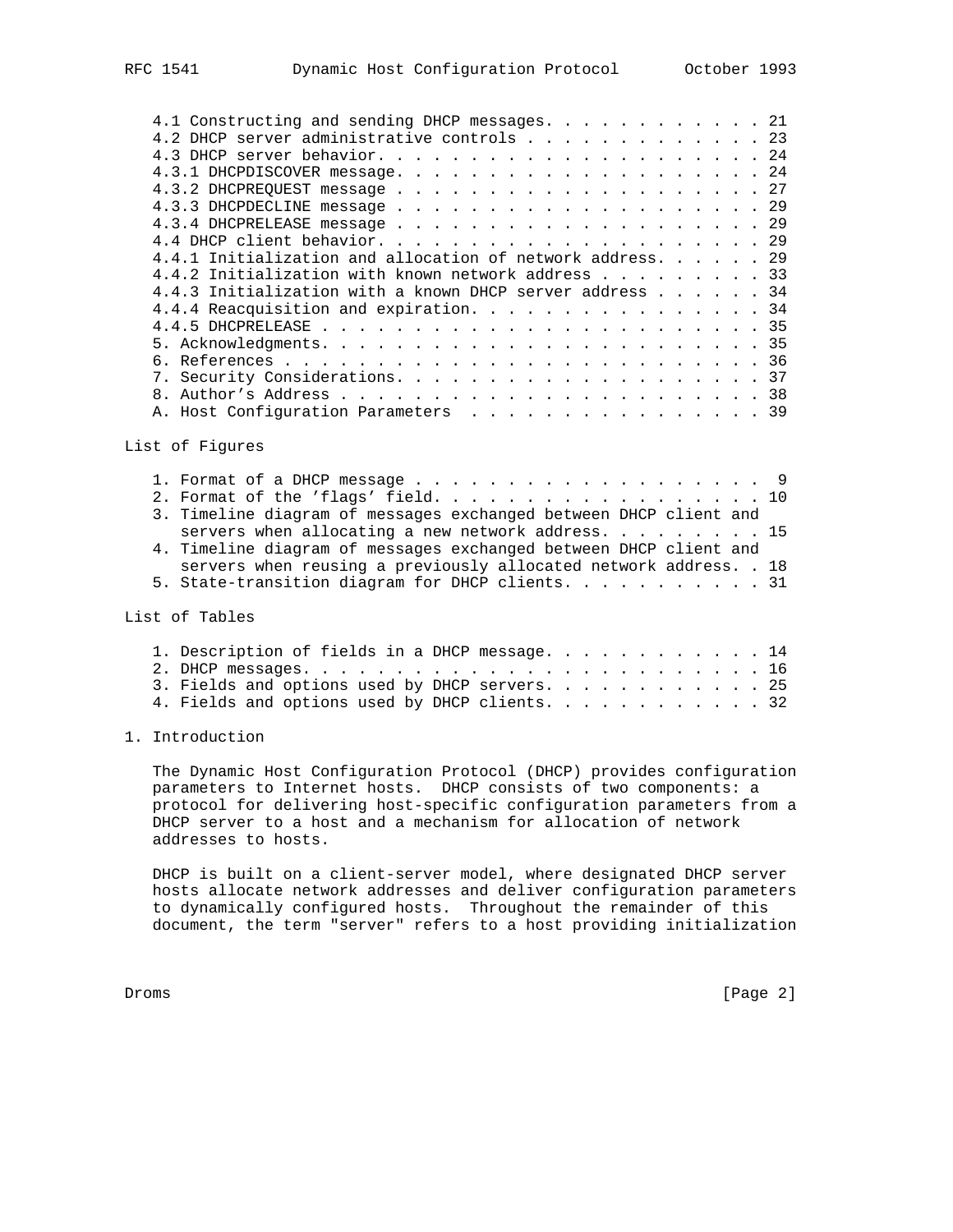4.1 Constructing and sending DHCP messages. . . . . . . . . . . . 21
4.2 DHCP server administrative controls . . . . . . . . . . . . . 23
4.3 DHCP server behavior. . . . . . . . . . . . . . . . . . . . . 24
4.3.1 DHCPDISCOVER message. . . . . . . . . . . . . . . . . . . . 24
4.3.2 DHCPREQUEST message . . . . . . . . . . . . . . . . . . . . 27
4.3.3 DHCPDECLINE message . . . . . . . . . . . . . . . . . . . . 29
4.3.4 DHCPRELEASE message . . . . . . . . . . . . . . . . . . . . 29
4.4 DHCP client behavior. . . . . . . . . . . . . . . . . . . . . 29
4.4.1 Initialization and allocation of network address. . . . . . 29
4.4.2 Initialization with known network address . . . . . . . . . 33
4.4.3 Initialization with a known DHCP server address . . . . . . 34
4.4.4 Reacquisition and expiration. . . . . . . . . . . . . . . . 34
4.4.5 DHCPRELEASE . . . . . . . . . . . . . . . . . . . . . . . . 35
5. Acknowledgments. . . . . . . . . . . . . . . . . . . . . . . . 35
6. References . . . . . . . . . . . . . . . . . . . . . . . . . . 36
7. Security Considerations. . . . . . . . . . . . . . . . . . . . 37
8. Author's Address . . . . . . . . . . . . . . . . . . . . . . . 38
A. Host Configuration Parameters . . . . . . . . . . . . . . . . 39

List of Figures

1. Format of a DHCP message . . . . . . . . . . . . . . . . . . . 9
2. Format of the 'flags' field. . . . . . . . . . . . . . . . . . 10
3. Timeline diagram of messages exchanged between DHCP client and servers when allocating a new network address. . . . . . . . . 15
4. Timeline diagram of messages exchanged between DHCP client and servers when reusing a previously allocated network address. . 18
5. State-transition diagram for DHCP clients. . . . . . . . . . . 31

List of Tables

1. Description of fields in a DHCP message. . . . . . . . . . . . 14
2. DHCP messages. . . . . . . . . . . . . . . . . . . . . . . . . 16
3. Fields and options used by DHCP servers. . . . . . . . . . . . 25
4. Fields and options used by DHCP clients. . . . . . . . . . . . 32

# 1. Introduction

The Dynamic Host Configuration Protocol (DHCP) provides configuration parameters to Internet hosts. DHCP consists of two components: a protocol for delivering host-specific configuration parameters from a DHCP server to a host and a mechanism for allocation of network addresses to hosts.

DHCP is built on a client-server model, where designated DHCP server hosts allocate network addresses and deliver configuration parameters to dynamically configured hosts. Throughout the remainder of this document, the term "server" refers to a host providing initialization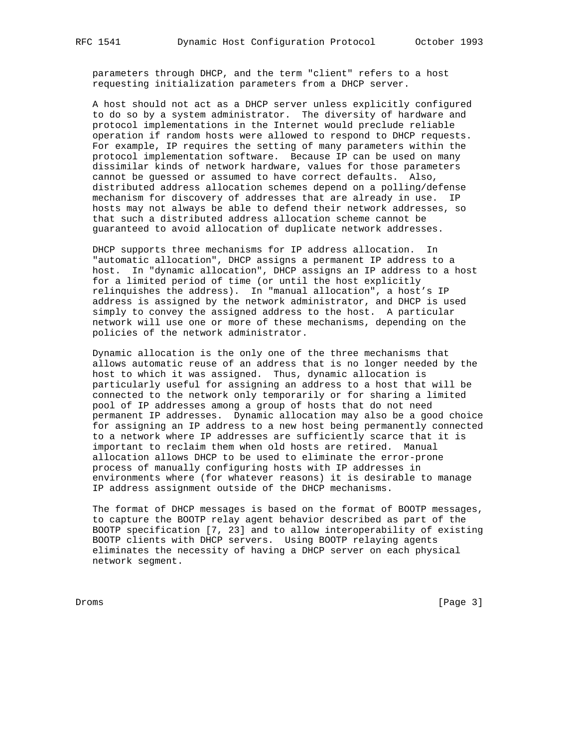parameters through DHCP, and the term "client" refers to a host requesting initialization parameters from a DHCP server.

A host should not act as a DHCP server unless explicitly configured to do so by a system administrator. The diversity of hardware and protocol implementations in the Internet would preclude reliable operation if random hosts were allowed to respond to DHCP requests. For example, IP requires the setting of many parameters within the protocol implementation software. Because IP can be used on many dissimilar kinds of network hardware, values for those parameters cannot be guessed or assumed to have correct defaults. Also, distributed address allocation schemes depend on a polling/defense mechanism for discovery of addresses that are already in use. IP hosts may not always be able to defend their network addresses, so that such a distributed address allocation scheme cannot be guaranteed to avoid allocation of duplicate network addresses.

DHCP supports three mechanisms for IP address allocation. In "automatic allocation", DHCP assigns a permanent IP address to a host. In "dynamic allocation", DHCP assigns an IP address to a host for a limited period of time (or until the host explicitly relinquishes the address). In "manual allocation", a host's IP address is assigned by the network administrator, and DHCP is used simply to convey the assigned address to the host. A particular network will use one or more of these mechanisms, depending on the policies of the network administrator.

Dynamic allocation is the only one of the three mechanisms that allows automatic reuse of an address that is no longer needed by the host to which it was assigned. Thus, dynamic allocation is particularly useful for assigning an address to a host that will be connected to the network only temporarily or for sharing a limited pool of IP addresses among a group of hosts that do not need permanent IP addresses. Dynamic allocation may also be a good choice for assigning an IP address to a new host being permanently connected to a network where IP addresses are sufficiently scarce that it is important to reclaim them when old hosts are retired. Manual allocation allows DHCP to be used to eliminate the error-prone process of manually configuring hosts with IP addresses in environments where (for whatever reasons) it is desirable to manage IP address assignment outside of the DHCP mechanisms.

The format of DHCP messages is based on the format of BOOTP messages, to capture the BOOTP relay agent behavior described as part of the BOOTP specification [7, 23] and to allow interoperability of existing BOOTP clients with DHCP servers. Using BOOTP relaying agents eliminates the necessity of having a DHCP server on each physical network segment.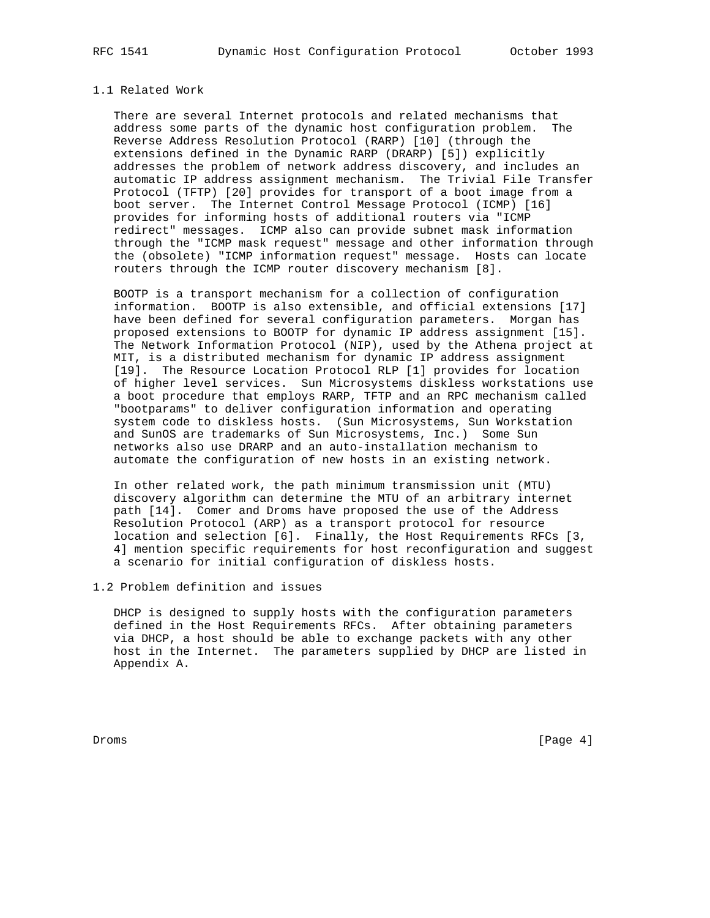## 1.1 Related Work

There are several Internet protocols and related mechanisms that address some parts of the dynamic host configuration problem. The Reverse Address Resolution Protocol (RARP) [10] (through the extensions defined in the Dynamic RARP (DRARP) [5]) explicitly addresses the problem of network address discovery, and includes an automatic IP address assignment mechanism. The Trivial File Transfer Protocol (TFTP) [20] provides for transport of a boot image from a boot server. The Internet Control Message Protocol (ICMP) [16] provides for informing hosts of additional routers via "ICMP redirect" messages. ICMP also can provide subnet mask information through the "ICMP mask request" message and other information through the (obsolete) "ICMP information request" message. Hosts can locate routers through the ICMP router discovery mechanism [8].

BOOTP is a transport mechanism for a collection of configuration information. BOOTP is also extensible, and official extensions [17] have been defined for several configuration parameters. Morgan has proposed extensions to BOOTP for dynamic IP address assignment [15]. The Network Information Protocol (NIP), used by the Athena project at MIT, is a distributed mechanism for dynamic IP address assignment [19]. The Resource Location Protocol RLP [1] provides for location of higher level services. Sun Microsystems diskless workstations use a boot procedure that employs RARP, TFTP and an RPC mechanism called "bootparams" to deliver configuration information and operating system code to diskless hosts. (Sun Microsystems, Sun Workstation and SunOS are trademarks of Sun Microsystems, Inc.) Some Sun networks also use DRARP and an auto-installation mechanism to automate the configuration of new hosts in an existing network.

In other related work, the path minimum transmission unit (MTU) discovery algorithm can determine the MTU of an arbitrary internet path [14]. Comer and Droms have proposed the use of the Address Resolution Protocol (ARP) as a transport protocol for resource location and selection [6]. Finally, the Host Requirements RFCs [3, 4] mention specific requirements for host reconfiguration and suggest a scenario for initial configuration of diskless hosts.

## 1.2 Problem definition and issues

DHCP is designed to supply hosts with the configuration parameters defined in the Host Requirements RFCs. After obtaining parameters via DHCP, a host should be able to exchange packets with any other host in the Internet. The parameters supplied by DHCP are listed in Appendix A.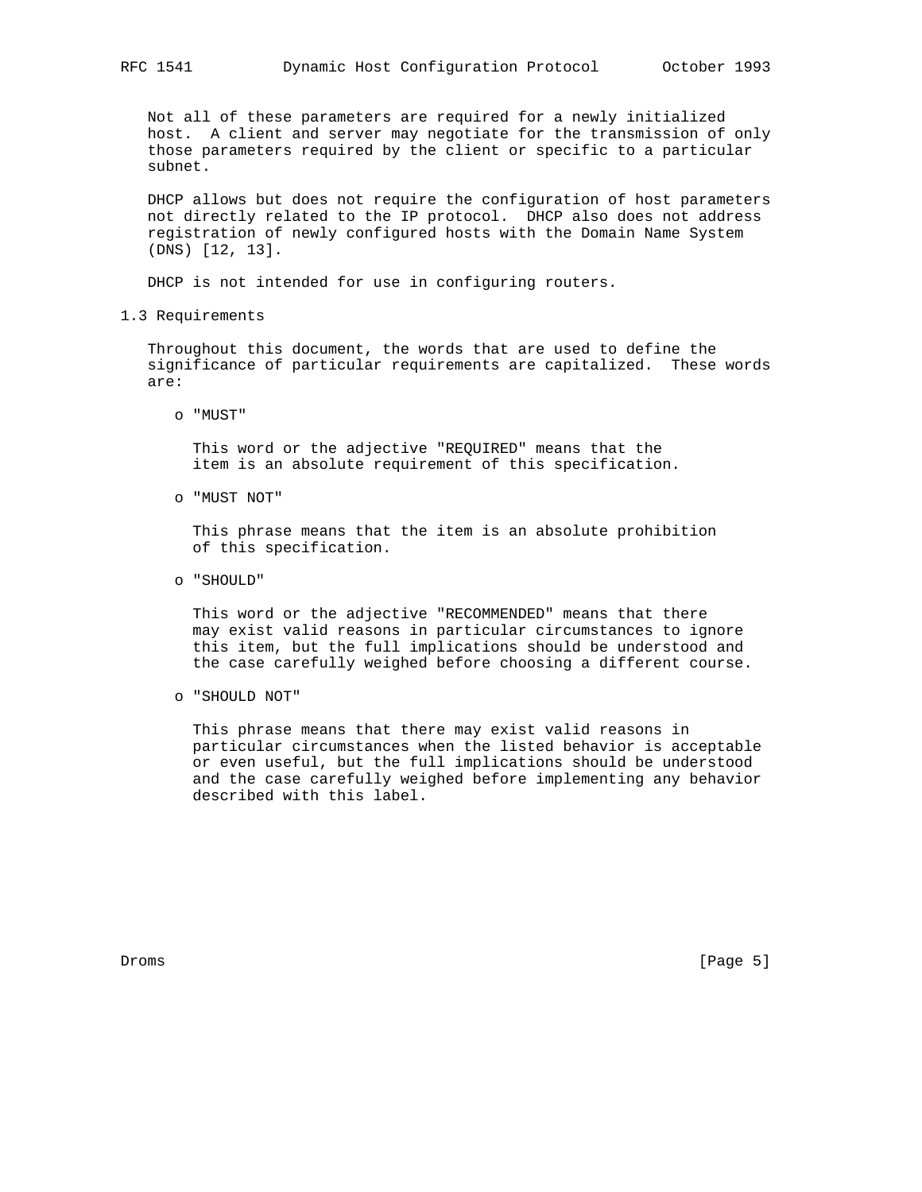Not all of these parameters are required for a newly initialized host. A client and server may negotiate for the transmission of only those parameters required by the client or specific to a particular subnet.

DHCP allows but does not require the configuration of host parameters not directly related to the IP protocol. DHCP also does not address registration of newly configured hosts with the Domain Name System (DNS) [12, 13].

DHCP is not intended for use in configuring routers.

## 1.3 Requirements

Throughout this document, the words that are used to define the significance of particular requirements are capitalized. These words are:

- "MUST"

  This word or the adjective "REQUIRED" means that the item is an absolute requirement of this specification.

- "MUST NOT"

  This phrase means that the item is an absolute prohibition of this specification.

- "SHOULD"

  This word or the adjective "RECOMMENDED" means that there may exist valid reasons in particular circumstances to ignore this item, but the full implications should be understood and the case carefully weighed before choosing a different course.

- "SHOULD NOT"

  This phrase means that there may exist valid reasons in particular circumstances when the listed behavior is acceptable or even useful, but the full implications should be understood and the case carefully weighed before implementing any behavior described with this label.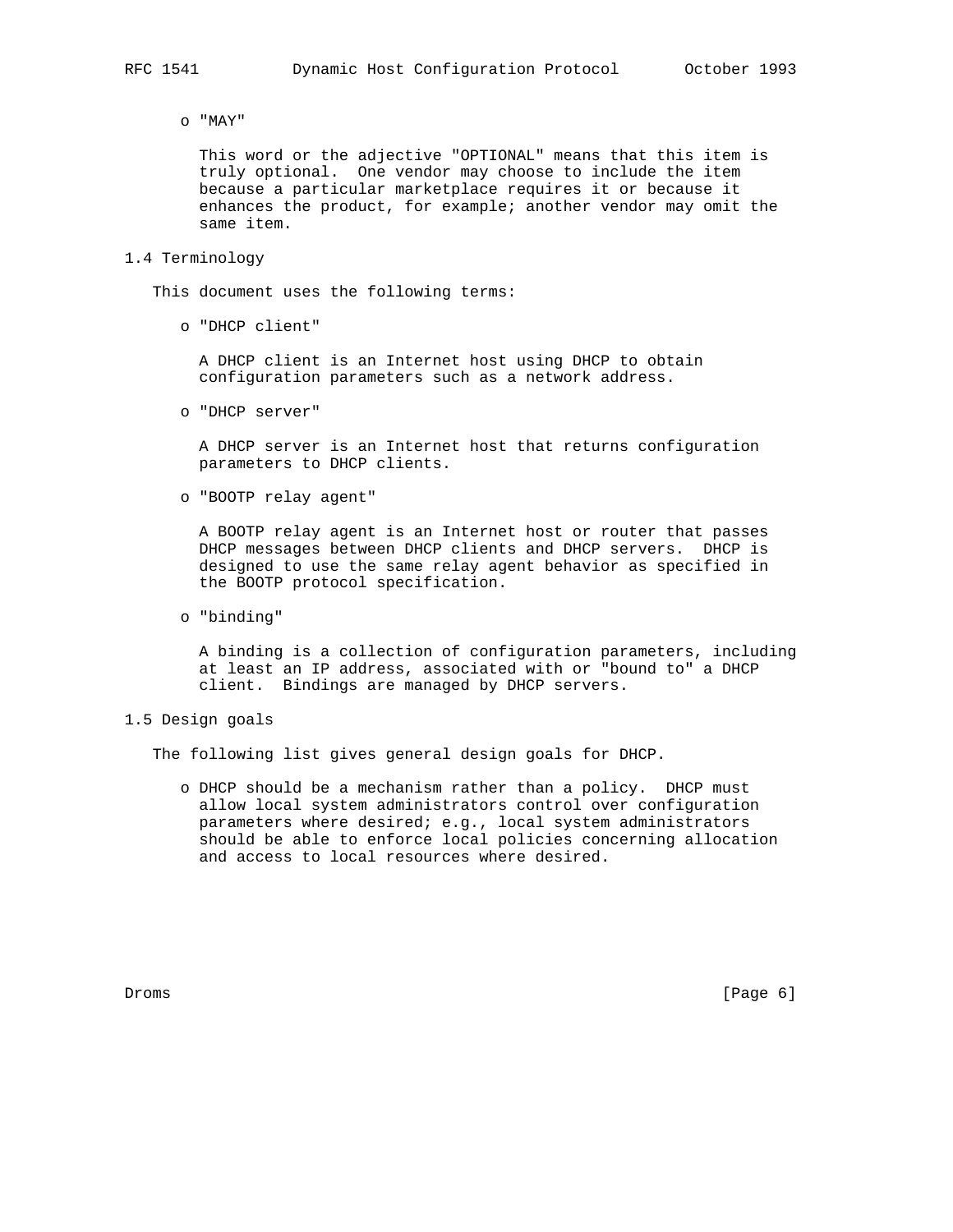- "MAY"

  This word or the adjective "OPTIONAL" means that this item is truly optional. One vendor may choose to include the item because a particular marketplace requires it or because it enhances the product, for example; another vendor may omit the same item.

## 1.4 Terminology

This document uses the following terms:

- "DHCP client"

  A DHCP client is an Internet host using DHCP to obtain configuration parameters such as a network address.

- "DHCP server"

  A DHCP server is an Internet host that returns configuration parameters to DHCP clients.

- "BOOTP relay agent"

  A BOOTP relay agent is an Internet host or router that passes DHCP messages between DHCP clients and DHCP servers. DHCP is designed to use the same relay agent behavior as specified in the BOOTP protocol specification.

- "binding"

  A binding is a collection of configuration parameters, including at least an IP address, associated with or "bound to" a DHCP client. Bindings are managed by DHCP servers.

## 1.5 Design goals

The following list gives general design goals for DHCP.

- DHCP should be a mechanism rather than a policy. DHCP must allow local system administrators control over configuration parameters where desired; e.g., local system administrators should be able to enforce local policies concerning allocation and access to local resources where desired.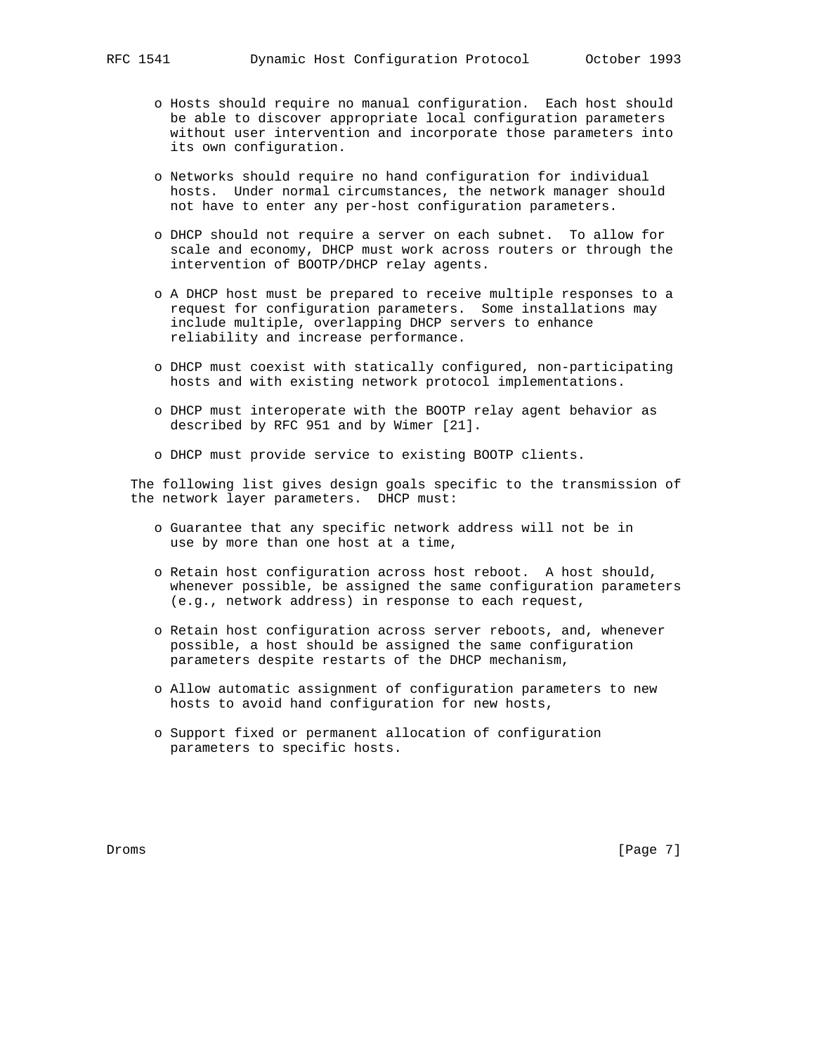- Hosts should require no manual configuration. Each host should be able to discover appropriate local configuration parameters without user intervention and incorporate those parameters into its own configuration.

- Networks should require no hand configuration for individual hosts. Under normal circumstances, the network manager should not have to enter any per-host configuration parameters.

- DHCP should not require a server on each subnet. To allow for scale and economy, DHCP must work across routers or through the intervention of BOOTP/DHCP relay agents.

- A DHCP host must be prepared to receive multiple responses to a request for configuration parameters. Some installations may include multiple, overlapping DHCP servers to enhance reliability and increase performance.

- DHCP must coexist with statically configured, non-participating hosts and with existing network protocol implementations.

- DHCP must interoperate with the BOOTP relay agent behavior as described by RFC 951 and by Wimer [21].

- DHCP must provide service to existing BOOTP clients.

The following list gives design goals specific to the transmission of the network layer parameters. DHCP must:

- Guarantee that any specific network address will not be in use by more than one host at a time,

- Retain host configuration across host reboot. A host should, whenever possible, be assigned the same configuration parameters (e.g., network address) in response to each request,

- Retain host configuration across server reboots, and, whenever possible, a host should be assigned the same configuration parameters despite restarts of the DHCP mechanism,

- Allow automatic assignment of configuration parameters to new hosts to avoid hand configuration for new hosts,

- Support fixed or permanent allocation of configuration parameters to specific hosts.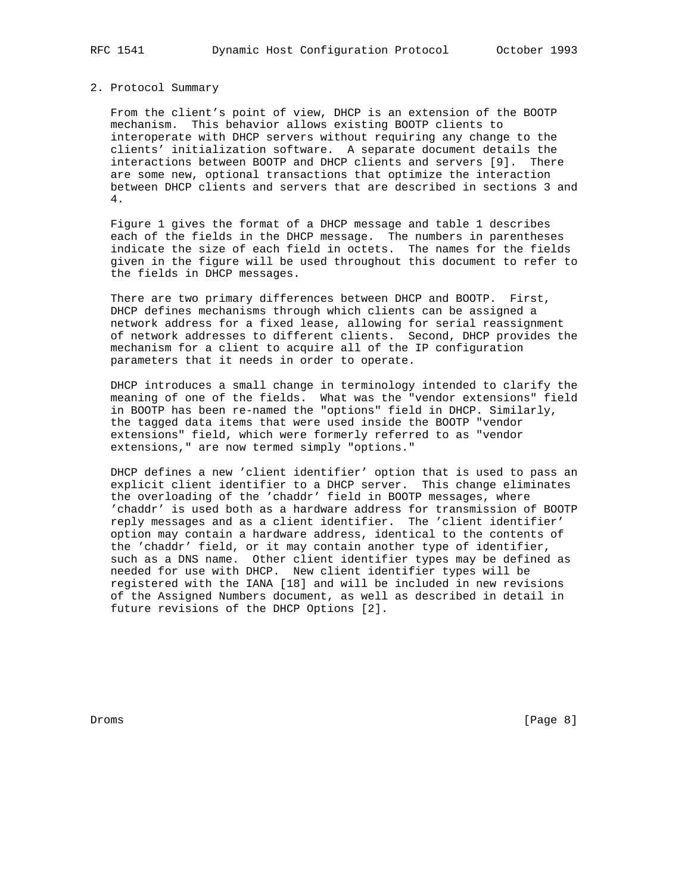## 2. Protocol Summary

From the client's point of view, DHCP is an extension of the BOOTP mechanism. This behavior allows existing BOOTP clients to interoperate with DHCP servers without requiring any change to the clients' initialization software. A separate document details the interactions between BOOTP and DHCP clients and servers [9]. There are some new, optional transactions that optimize the interaction between DHCP clients and servers that are described in sections 3 and 4.

Figure 1 gives the format of a DHCP message and table 1 describes each of the fields in the DHCP message. The numbers in parentheses indicate the size of each field in octets. The names for the fields given in the figure will be used throughout this document to refer to the fields in DHCP messages.

There are two primary differences between DHCP and BOOTP. First, DHCP defines mechanisms through which clients can be assigned a network address for a fixed lease, allowing for serial reassignment of network addresses to different clients. Second, DHCP provides the mechanism for a client to acquire all of the IP configuration parameters that it needs in order to operate.

DHCP introduces a small change in terminology intended to clarify the meaning of one of the fields. What was the "vendor extensions" field in BOOTP has been re-named the "options" field in DHCP. Similarly, the tagged data items that were used inside the BOOTP "vendor extensions" field, which were formerly referred to as "vendor extensions," are now termed simply "options."

DHCP defines a new 'client identifier' option that is used to pass an explicit client identifier to a DHCP server. This change eliminates the overloading of the 'chaddr' field in BOOTP messages, where 'chaddr' is used both as a hardware address for transmission of BOOTP reply messages and as a client identifier. The 'client identifier' option may contain a hardware address, identical to the contents of the 'chaddr' field, or it may contain another type of identifier, such as a DNS name. Other client identifier types may be defined as needed for use with DHCP. New client identifier types will be registered with the IANA [18] and will be included in new revisions of the Assigned Numbers document, as well as described in detail in future revisions of the DHCP Options [2].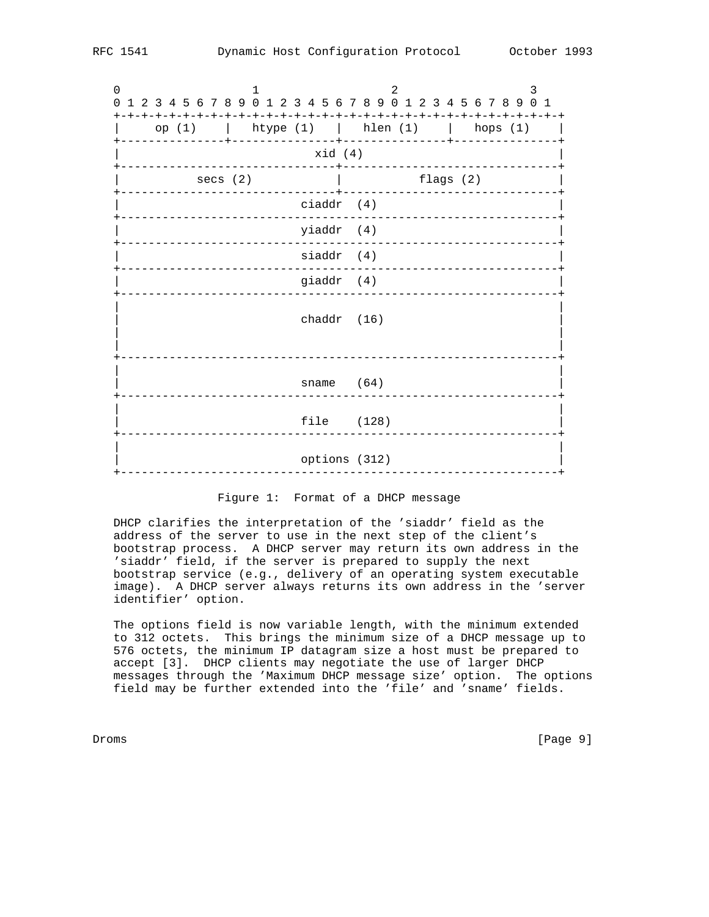```
0                   1                   2                   3
0 1 2 3 4 5 6 7 8 9 0 1 2 3 4 5 6 7 8 9 0 1 2 3 4 5 6 7 8 9 0 1
+-+-+-+-+-+-+-+-+-+-+-+-+-+-+-+-+-+-+-+-+-+-+-+-+-+-+-+-+-+-+-+-+
|     op (1)    |   htype (1)   |   hlen (1)    |   hops (1)    |
+---------------+---------------+---------------+---------------+
|                            xid (4)                            |
+-------------------------------+-------------------------------+
|           secs (2)            |           flags (2)           |
+-------------------------------+-------------------------------+
|                          ciaddr  (4)                          |
+---------------------------------------------------------------+
|                          yiaddr  (4)                          |
+---------------------------------------------------------------+
|                          siaddr  (4)                          |
+---------------------------------------------------------------+
|                          giaddr  (4)                          |
+---------------------------------------------------------------+
|                                                               |
|                          chaddr  (16)                         |
|                                                               |
|                                                               |
+---------------------------------------------------------------+
|                                                               |
|                          sname   (64)                         |
+---------------------------------------------------------------+
|                                                               |
|                          file    (128)                        |
+---------------------------------------------------------------+
|                                                               |
|                          options (312)                        |
+---------------------------------------------------------------+
```

Figure 1:  Format of a DHCP message

DHCP clarifies the interpretation of the 'siaddr' field as the address of the server to use in the next step of the client's bootstrap process.  A DHCP server may return its own address in the 'siaddr' field, if the server is prepared to supply the next bootstrap service (e.g., delivery of an operating system executable image).  A DHCP server always returns its own address in the 'server identifier' option.

The options field is now variable length, with the minimum extended to 312 octets.  This brings the minimum size of a DHCP message up to 576 octets, the minimum IP datagram size a host must be prepared to accept [3].  DHCP clients may negotiate the use of larger DHCP messages through the 'Maximum DHCP message size' option.  The options field may be further extended into the 'file' and 'sname' fields.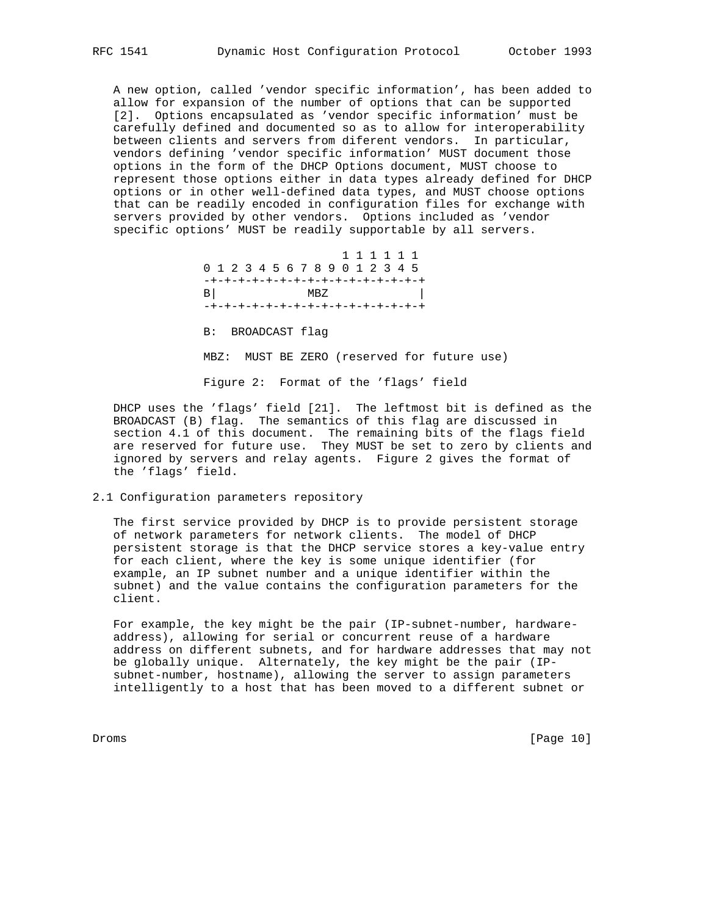A new option, called 'vendor specific information', has been added to allow for expansion of the number of options that can be supported [2]. Options encapsulated as 'vendor specific information' must be carefully defined and documented so as to allow for interoperability between clients and servers from diferent vendors. In particular, vendors defining 'vendor specific information' MUST document those options in the form of the DHCP Options document, MUST choose to represent those options either in data types already defined for DHCP options or in other well-defined data types, and MUST choose options that can be readily encoded in configuration files for exchange with servers provided by other vendors. Options included as 'vendor specific options' MUST be readily supportable by all servers.

```
                    1 1 1 1 1 1
0 1 2 3 4 5 6 7 8 9 0 1 2 3 4 5
-+-+-+-+-+-+-+-+-+-+-+-+-+-+-+-+
B|             MBZ             |
-+-+-+-+-+-+-+-+-+-+-+-+-+-+-+-+

B:  BROADCAST flag

MBZ:  MUST BE ZERO (reserved for future use)

Figure 2:  Format of the 'flags' field
```

DHCP uses the 'flags' field [21]. The leftmost bit is defined as the BROADCAST (B) flag. The semantics of this flag are discussed in section 4.1 of this document. The remaining bits of the flags field are reserved for future use. They MUST be set to zero by clients and ignored by servers and relay agents. Figure 2 gives the format of the 'flags' field.

## 2.1 Configuration parameters repository

The first service provided by DHCP is to provide persistent storage of network parameters for network clients. The model of DHCP persistent storage is that the DHCP service stores a key-value entry for each client, where the key is some unique identifier (for example, an IP subnet number and a unique identifier within the subnet) and the value contains the configuration parameters for the client.

For example, the key might be the pair (IP-subnet-number, hardware-address), allowing for serial or concurrent reuse of a hardware address on different subnets, and for hardware addresses that may not be globally unique. Alternately, the key might be the pair (IP-subnet-number, hostname), allowing the server to assign parameters intelligently to a host that has been moved to a different subnet or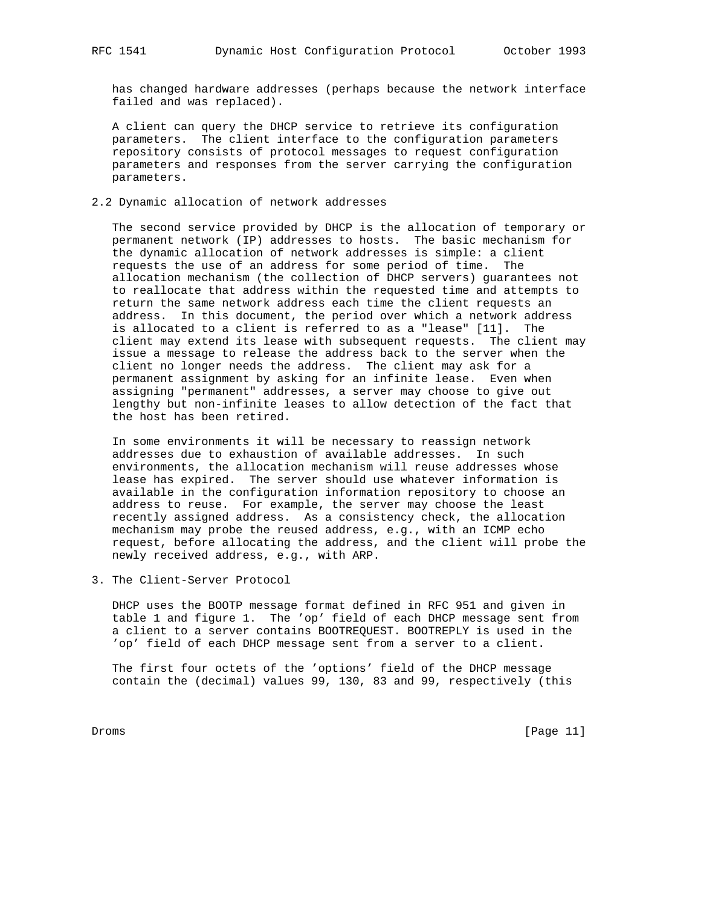has changed hardware addresses (perhaps because the network interface failed and was replaced).

A client can query the DHCP service to retrieve its configuration parameters. The client interface to the configuration parameters repository consists of protocol messages to request configuration parameters and responses from the server carrying the configuration parameters.

## 2.2 Dynamic allocation of network addresses

The second service provided by DHCP is the allocation of temporary or permanent network (IP) addresses to hosts. The basic mechanism for the dynamic allocation of network addresses is simple: a client requests the use of an address for some period of time. The allocation mechanism (the collection of DHCP servers) guarantees not to reallocate that address within the requested time and attempts to return the same network address each time the client requests an address. In this document, the period over which a network address is allocated to a client is referred to as a "lease" [11]. The client may extend its lease with subsequent requests. The client may issue a message to release the address back to the server when the client no longer needs the address. The client may ask for a permanent assignment by asking for an infinite lease. Even when assigning "permanent" addresses, a server may choose to give out lengthy but non-infinite leases to allow detection of the fact that the host has been retired.

In some environments it will be necessary to reassign network addresses due to exhaustion of available addresses. In such environments, the allocation mechanism will reuse addresses whose lease has expired. The server should use whatever information is available in the configuration information repository to choose an address to reuse. For example, the server may choose the least recently assigned address. As a consistency check, the allocation mechanism may probe the reused address, e.g., with an ICMP echo request, before allocating the address, and the client will probe the newly received address, e.g., with ARP.

# 3. The Client-Server Protocol

DHCP uses the BOOTP message format defined in RFC 951 and given in table 1 and figure 1. The 'op' field of each DHCP message sent from a client to a server contains BOOTREQUEST. BOOTREPLY is used in the 'op' field of each DHCP message sent from a server to a client.

The first four octets of the 'options' field of the DHCP message contain the (decimal) values 99, 130, 83 and 99, respectively (this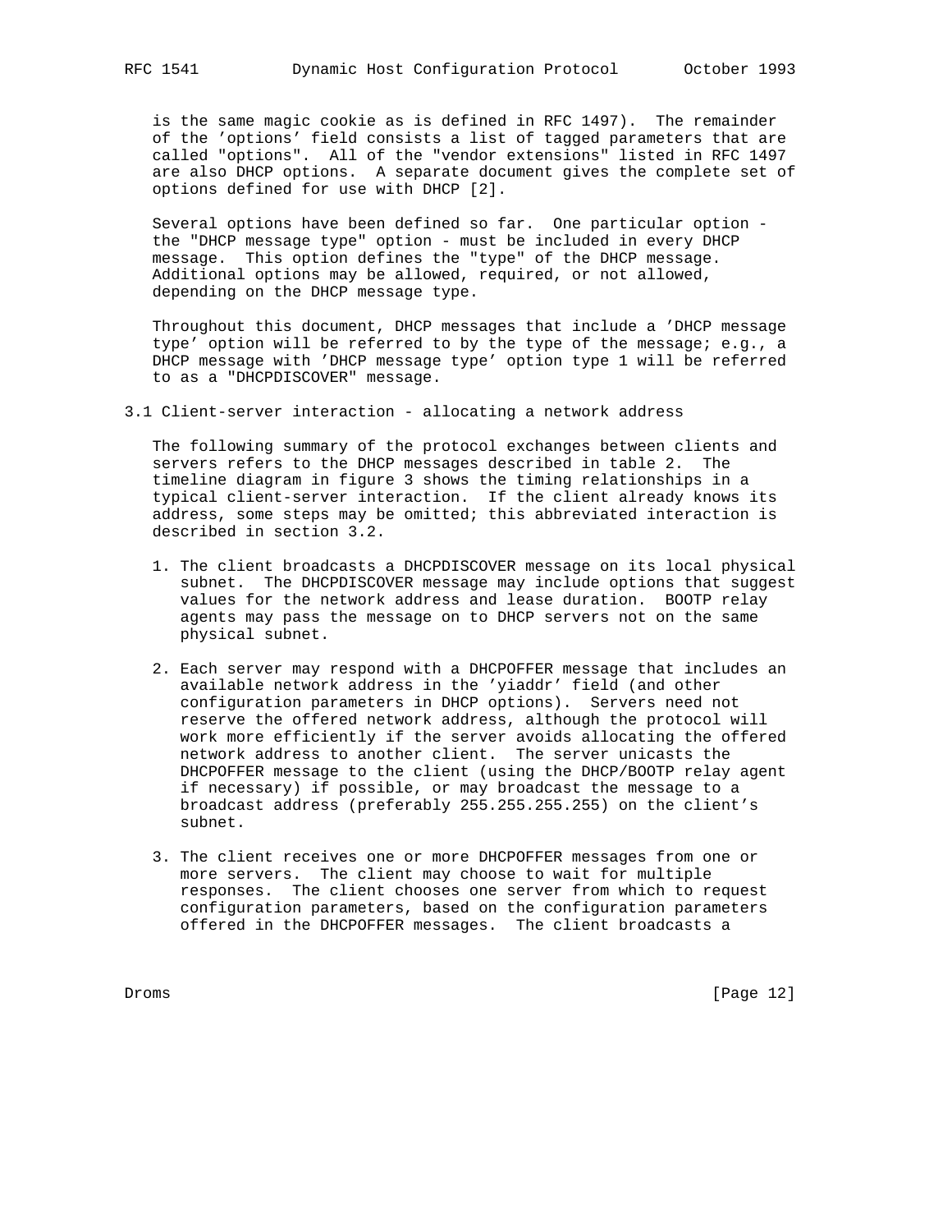is the same magic cookie as is defined in RFC 1497). The remainder of the 'options' field consists a list of tagged parameters that are called "options". All of the "vendor extensions" listed in RFC 1497 are also DHCP options. A separate document gives the complete set of options defined for use with DHCP [2].

Several options have been defined so far. One particular option - the "DHCP message type" option - must be included in every DHCP message. This option defines the "type" of the DHCP message. Additional options may be allowed, required, or not allowed, depending on the DHCP message type.

Throughout this document, DHCP messages that include a 'DHCP message type' option will be referred to by the type of the message; e.g., a DHCP message with 'DHCP message type' option type 1 will be referred to as a "DHCPDISCOVER" message.

## 3.1 Client-server interaction - allocating a network address

The following summary of the protocol exchanges between clients and servers refers to the DHCP messages described in table 2. The timeline diagram in figure 3 shows the timing relationships in a typical client-server interaction. If the client already knows its address, some steps may be omitted; this abbreviated interaction is described in section 3.2.

1. The client broadcasts a DHCPDISCOVER message on its local physical subnet. The DHCPDISCOVER message may include options that suggest values for the network address and lease duration. BOOTP relay agents may pass the message on to DHCP servers not on the same physical subnet.

2. Each server may respond with a DHCPOFFER message that includes an available network address in the 'yiaddr' field (and other configuration parameters in DHCP options). Servers need not reserve the offered network address, although the protocol will work more efficiently if the server avoids allocating the offered network address to another client. The server unicasts the DHCPOFFER message to the client (using the DHCP/BOOTP relay agent if necessary) if possible, or may broadcast the message to a broadcast address (preferably 255.255.255.255) on the client's subnet.

3. The client receives one or more DHCPOFFER messages from one or more servers. The client may choose to wait for multiple responses. The client chooses one server from which to request configuration parameters, based on the configuration parameters offered in the DHCPOFFER messages. The client broadcasts a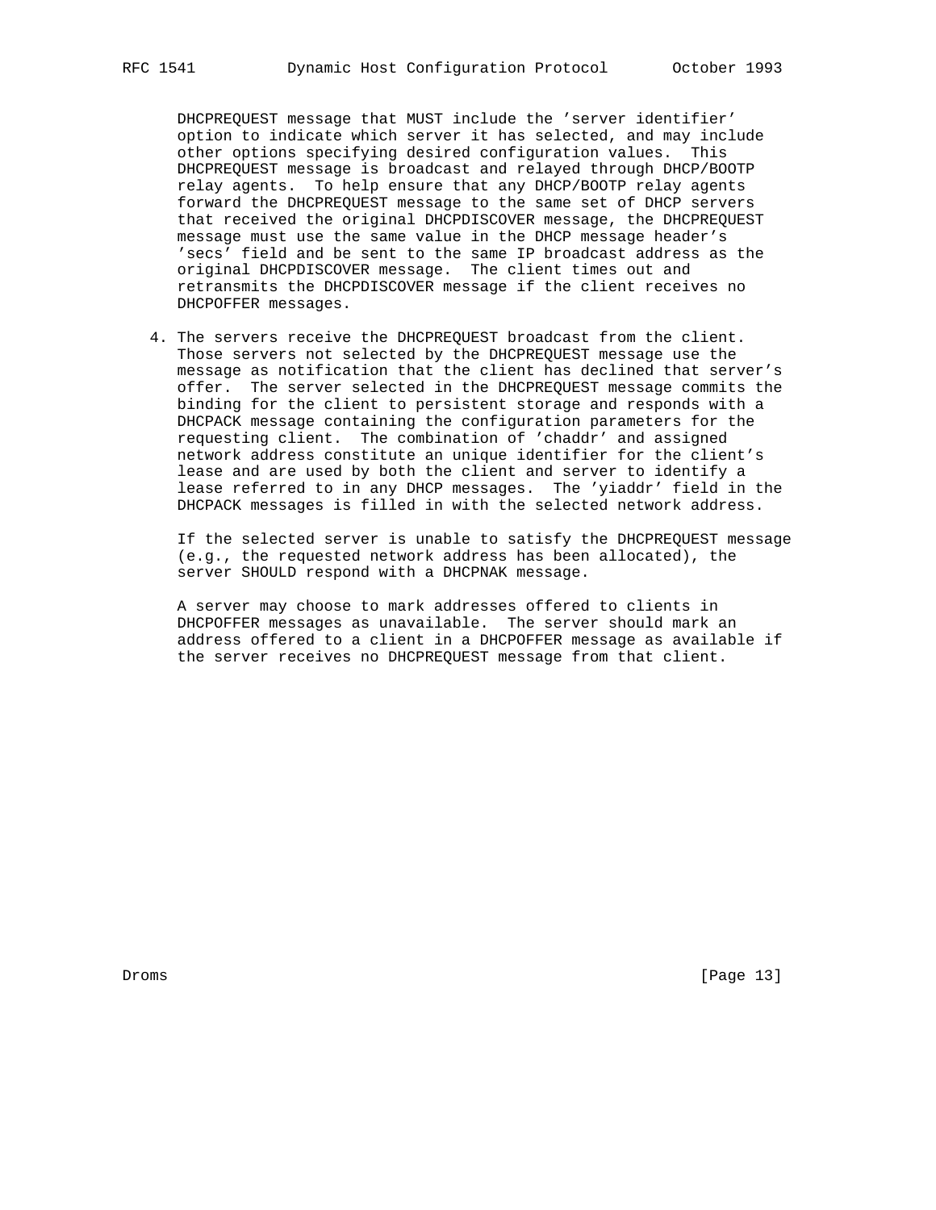DHCPREQUEST message that MUST include the 'server identifier' option to indicate which server it has selected, and may include other options specifying desired configuration values. This DHCPREQUEST message is broadcast and relayed through DHCP/BOOTP relay agents. To help ensure that any DHCP/BOOTP relay agents forward the DHCPREQUEST message to the same set of DHCP servers that received the original DHCPDISCOVER message, the DHCPREQUEST message must use the same value in the DHCP message header's 'secs' field and be sent to the same IP broadcast address as the original DHCPDISCOVER message. The client times out and retransmits the DHCPDISCOVER message if the client receives no DHCPOFFER messages.

4. The servers receive the DHCPREQUEST broadcast from the client. Those servers not selected by the DHCPREQUEST message use the message as notification that the client has declined that server's offer. The server selected in the DHCPREQUEST message commits the binding for the client to persistent storage and responds with a DHCPACK message containing the configuration parameters for the requesting client. The combination of 'chaddr' and assigned network address constitute an unique identifier for the client's lease and are used by both the client and server to identify a lease referred to in any DHCP messages. The 'yiaddr' field in the DHCPACK messages is filled in with the selected network address.

   If the selected server is unable to satisfy the DHCPREQUEST message (e.g., the requested network address has been allocated), the server SHOULD respond with a DHCPNAK message.

   A server may choose to mark addresses offered to clients in DHCPOFFER messages as unavailable. The server should mark an address offered to a client in a DHCPOFFER message as available if the server receives no DHCPREQUEST message from that client.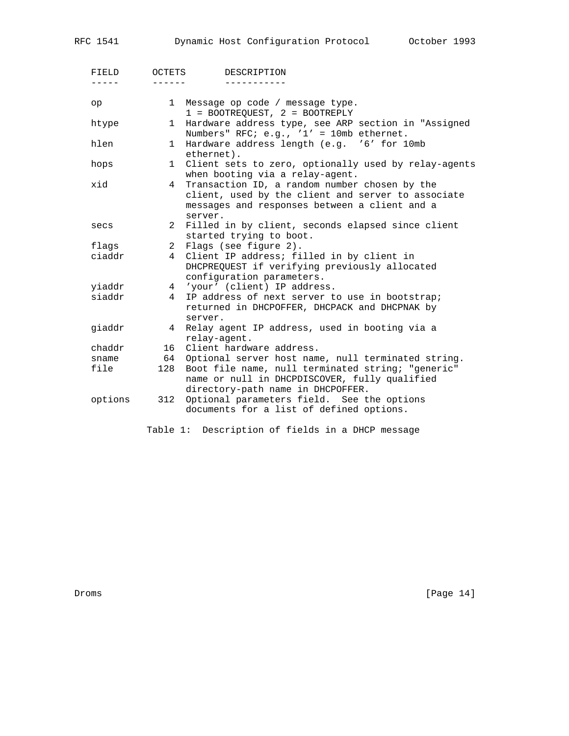| FIELD | OCTETS | DESCRIPTION |
| --- | --- | --- |
| op | 1 | Message op code / message type. 1 = BOOTREQUEST, 2 = BOOTREPLY |
| htype | 1 | Hardware address type, see ARP section in "Assigned Numbers" RFC; e.g., '1' = 10mb ethernet. |
| hlen | 1 | Hardware address length (e.g. '6' for 10mb ethernet). |
| hops | 1 | Client sets to zero, optionally used by relay-agents when booting via a relay-agent. |
| xid | 4 | Transaction ID, a random number chosen by the client, used by the client and server to associate messages and responses between a client and a server. |
| secs | 2 | Filled in by client, seconds elapsed since client started trying to boot. |
| flags | 2 | Flags (see figure 2). |
| ciaddr | 4 | Client IP address; filled in by client in DHCPREQUEST if verifying previously allocated configuration parameters. |
| yiaddr | 4 | 'your' (client) IP address. |
| siaddr | 4 | IP address of next server to use in bootstrap; returned in DHCPOFFER, DHCPACK and DHCPNAK by server. |
| giaddr | 4 | Relay agent IP address, used in booting via a relay-agent. |
| chaddr | 16 | Client hardware address. |
| sname | 64 | Optional server host name, null terminated string. |
| file | 128 | Boot file name, null terminated string; "generic" name or null in DHCPDISCOVER, fully qualified directory-path name in DHCPOFFER. |
| options | 312 | Optional parameters field. See the options documents for a list of defined options. |

Table 1: Description of fields in a DHCP message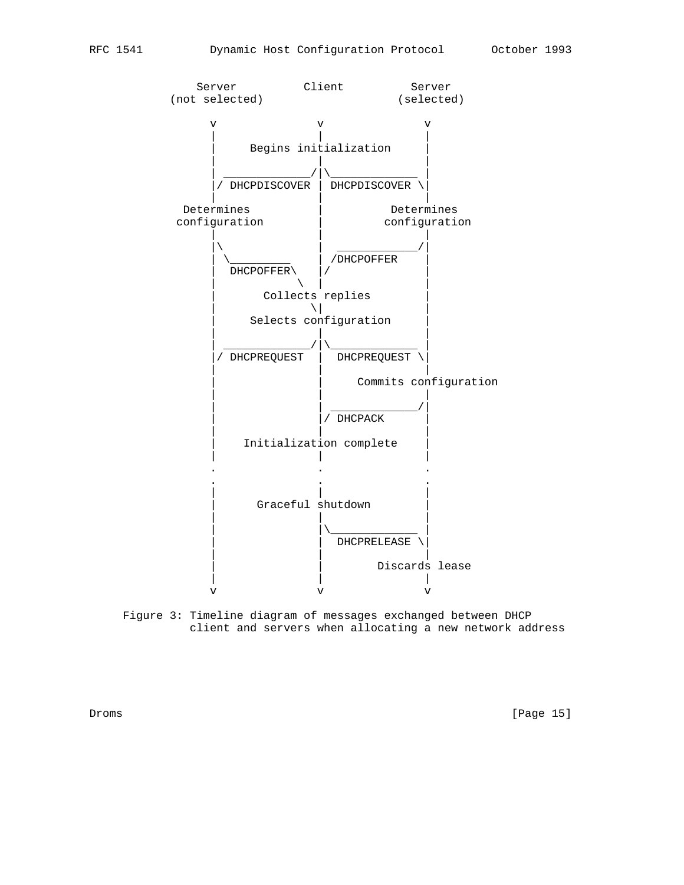```
                Server          Client          Server
            (not selected)                    (selected)

                  v               v               v
                  |               |               |
                  |     Begins initialization     |
                  |               |               |
                  | _____________/|\_____________ |
                  |/ DHCPDISCOVER | DHCPDISCOVER \|
                  |               |               |
              Determines          |          Determines
             configuration        |         configuration
                  |               |               |
                  |\              |  ____________/|
                  | \_________    | /DHCPOFFER    |
                  |  DHCPOFFER\   |/              |
                  |            \  |               |
                  |       Collects replies        |
                  |              \|               |
                  |     Selects configuration     |
                  |               |               |
                  | _____________/|\_____________ |
                  |/ DHCPREQUEST  |  DHCPREQUEST \|
                  |               |               |
                  |               |     Commits configuration
                  |               |               |
                  |               | _____________/|
                  |               |/ DHCPACK      |
                  |               |               |
                  |    Initialization complete    |
                  |               |               |
                  .               .               .
                  .               .               .
                  |               |               |
                  |      Graceful shutdown        |
                  |               |               |
                  |               |\_____________ |
                  |               |  DHCPRELEASE \|
                  |               |               |
                  |               |        Discards lease
                  |               |               |
                  v               v               v
```

Figure 3: Timeline diagram of messages exchanged between DHCP client and servers when allocating a new network address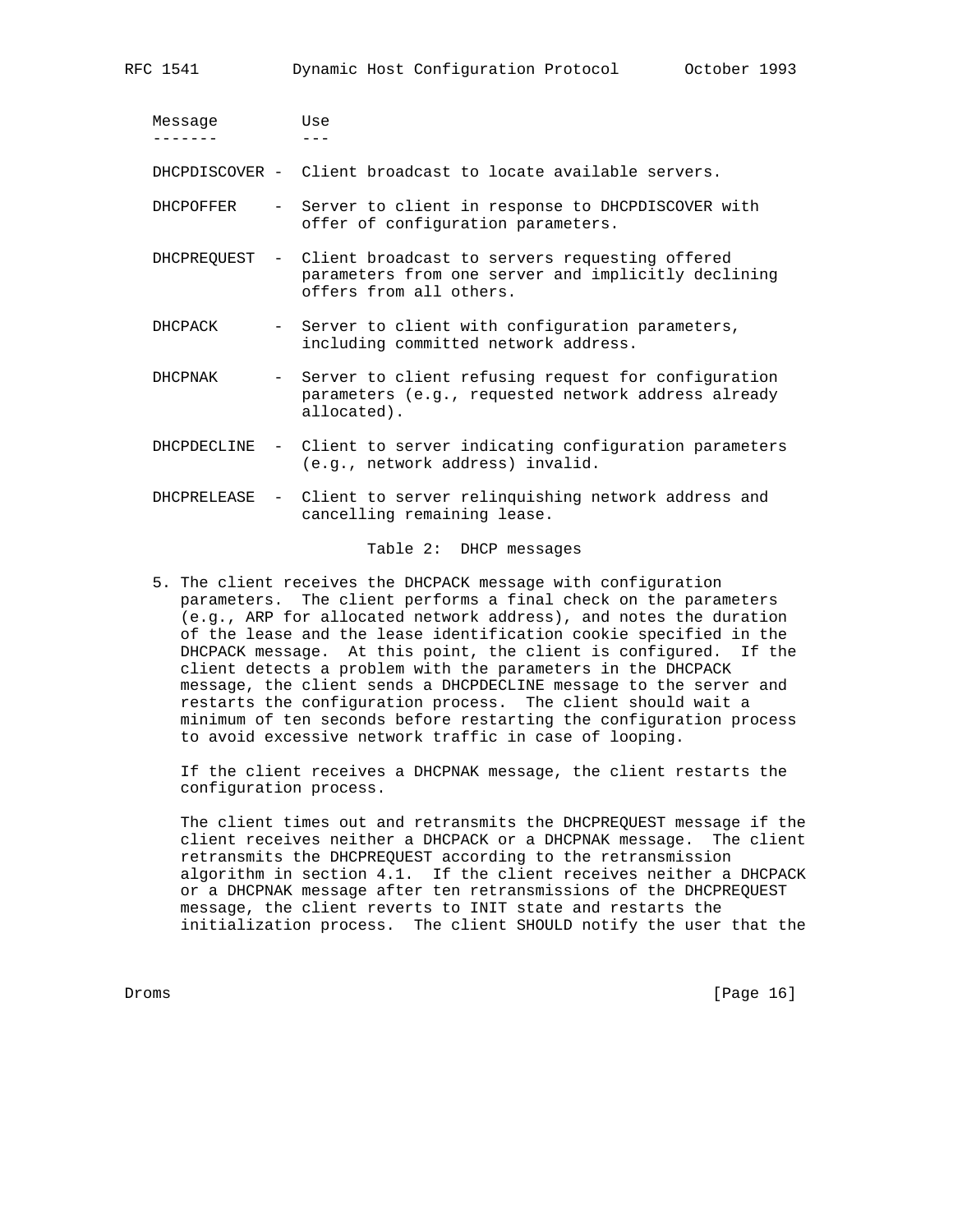| Message | Use |
| --- | --- |
| DHCPDISCOVER | Client broadcast to locate available servers. |
| DHCPOFFER | Server to client in response to DHCPDISCOVER with offer of configuration parameters. |
| DHCPREQUEST | Client broadcast to servers requesting offered parameters from one server and implicitly declining offers from all others. |
| DHCPACK | Server to client with configuration parameters, including committed network address. |
| DHCPNAK | Server to client refusing request for configuration parameters (e.g., requested network address already allocated). |
| DHCPDECLINE | Client to server indicating configuration parameters (e.g., network address) invalid. |
| DHCPRELEASE | Client to server relinquishing network address and cancelling remaining lease. |

Table 2: DHCP messages

5. The client receives the DHCPACK message with configuration parameters. The client performs a final check on the parameters (e.g., ARP for allocated network address), and notes the duration of the lease and the lease identification cookie specified in the DHCPACK message. At this point, the client is configured. If the client detects a problem with the parameters in the DHCPACK message, the client sends a DHCPDECLINE message to the server and restarts the configuration process. The client should wait a minimum of ten seconds before restarting the configuration process to avoid excessive network traffic in case of looping.

   If the client receives a DHCPNAK message, the client restarts the configuration process.

   The client times out and retransmits the DHCPREQUEST message if the client receives neither a DHCPACK or a DHCPNAK message. The client retransmits the DHCPREQUEST according to the retransmission algorithm in section 4.1. If the client receives neither a DHCPACK or a DHCPNAK message after ten retransmissions of the DHCPREQUEST message, the client reverts to INIT state and restarts the initialization process. The client SHOULD notify the user that the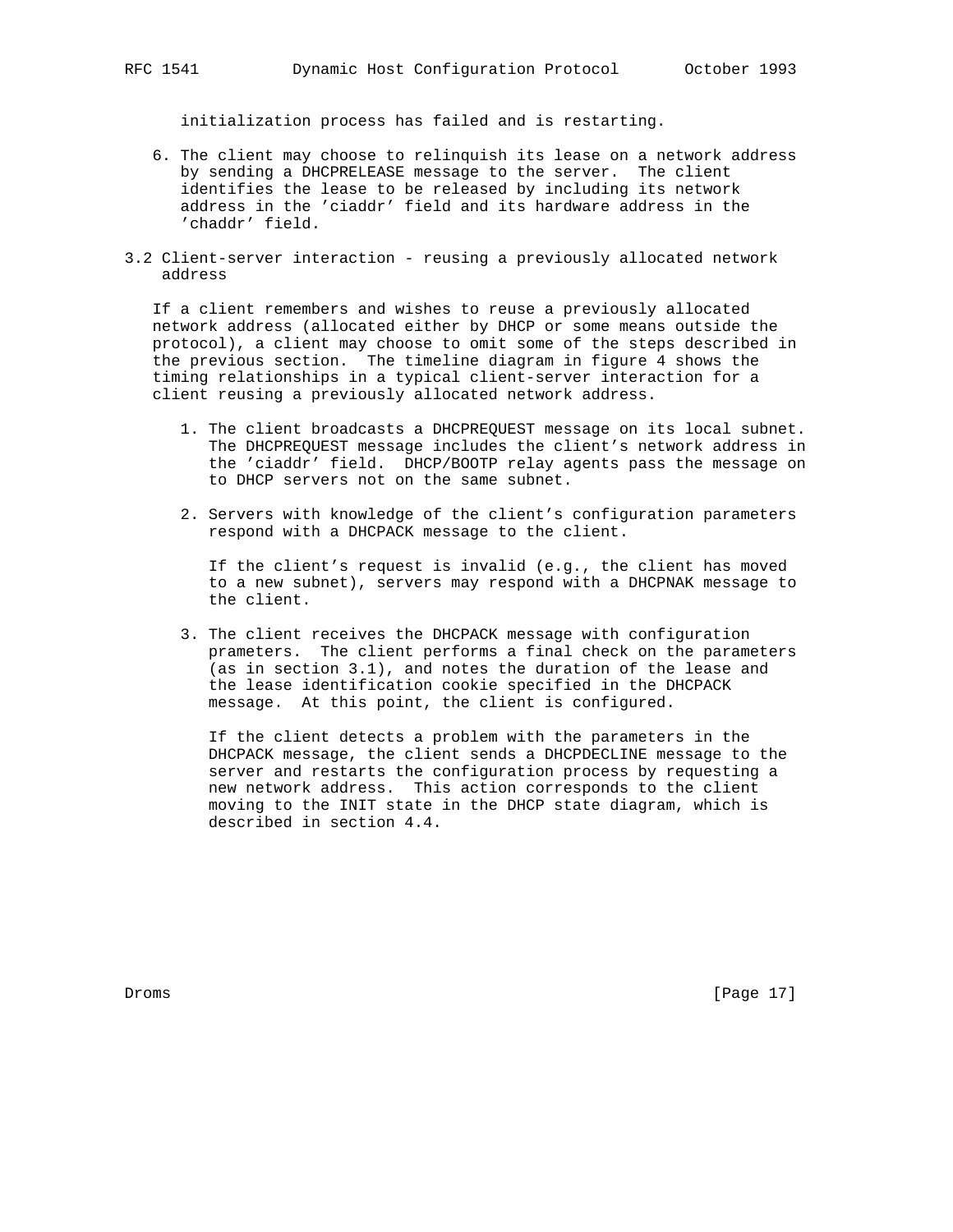initialization process has failed and is restarting.

6. The client may choose to relinquish its lease on a network address by sending a DHCPRELEASE message to the server. The client identifies the lease to be released by including its network address in the 'ciaddr' field and its hardware address in the 'chaddr' field.

## 3.2 Client-server interaction - reusing a previously allocated network address

If a client remembers and wishes to reuse a previously allocated network address (allocated either by DHCP or some means outside the protocol), a client may choose to omit some of the steps described in the previous section. The timeline diagram in figure 4 shows the timing relationships in a typical client-server interaction for a client reusing a previously allocated network address.

1. The client broadcasts a DHCPREQUEST message on its local subnet. The DHCPREQUEST message includes the client's network address in the 'ciaddr' field. DHCP/BOOTP relay agents pass the message on to DHCP servers not on the same subnet.

2. Servers with knowledge of the client's configuration parameters respond with a DHCPACK message to the client.

   If the client's request is invalid (e.g., the client has moved to a new subnet), servers may respond with a DHCPNAK message to the client.

3. The client receives the DHCPACK message with configuration prameters. The client performs a final check on the parameters (as in section 3.1), and notes the duration of the lease and the lease identification cookie specified in the DHCPACK message. At this point, the client is configured.

   If the client detects a problem with the parameters in the DHCPACK message, the client sends a DHCPDECLINE message to the server and restarts the configuration process by requesting a new network address. This action corresponds to the client moving to the INIT state in the DHCP state diagram, which is described in section 4.4.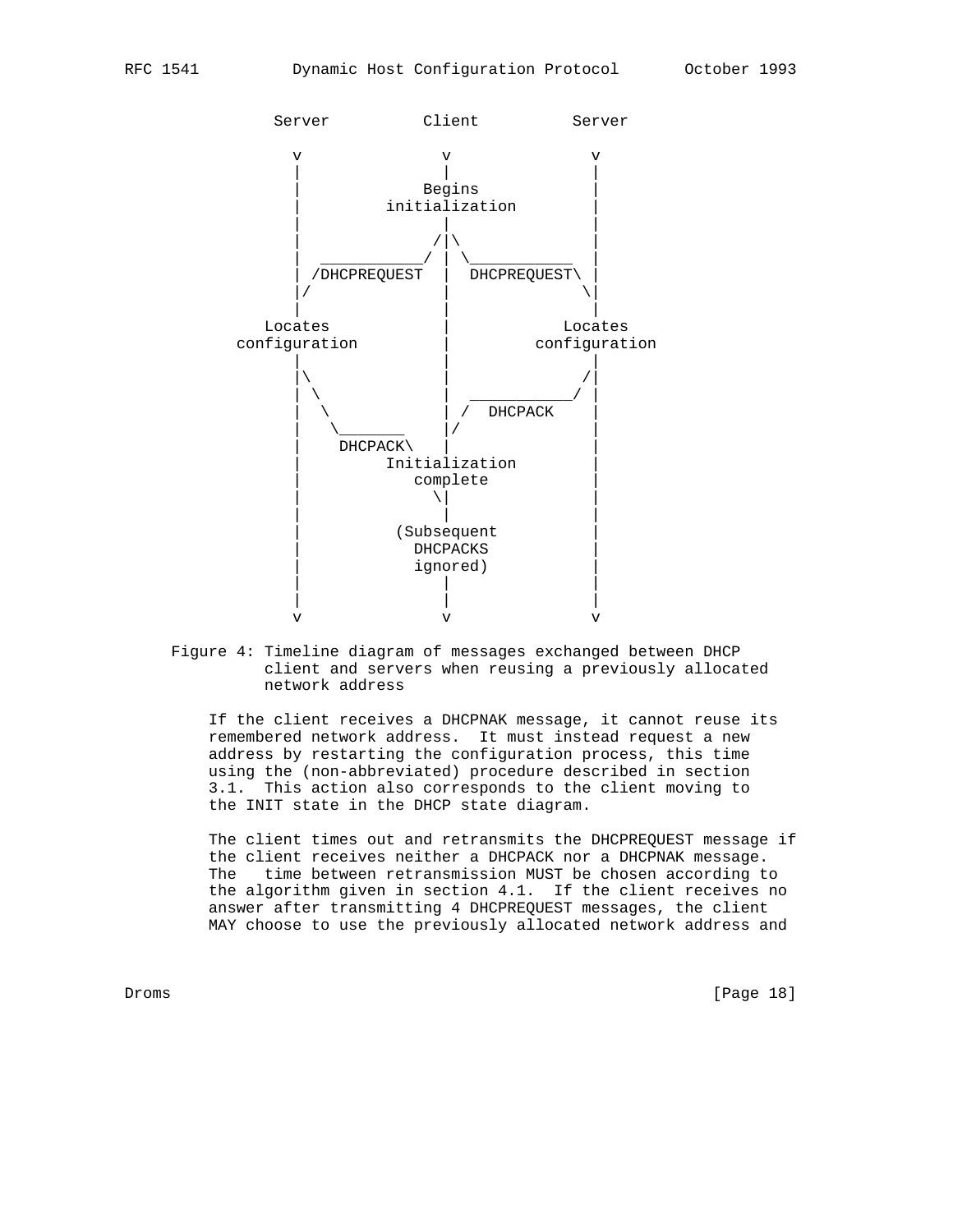```
                Server          Client          Server

                  v               v               v
                  |               |               |
                  |             Begins            |
                  |         initialization        |
                  |               |               |
                  |              /|\              |
                  |  ___________/ | \___________  |
                  | /DHCPREQUEST  |  DHCPREQUEST\ |
                  |/              |              \|
                  |               |               |
               Locates            |            Locates
            configuration         |         configuration
                  |               |               |
                  |\              |              /|
                  | \             |  ___________/ |
                  |  \            | /  DHCPACK    |
                  |   \_______    |/              |
                  |    DHCPACK\   |               |
                  |         Initialization        |
                  |            complete           |
                  |              \|               |
                  |               |               |
                  |          (Subsequent          |
                  |            DHCPACKS           |
                  |            ignored)           |
                  |               |               |
                  |               |               |
                  v               v               v
```

Figure 4: Timeline diagram of messages exchanged between DHCP client and servers when reusing a previously allocated network address

If the client receives a DHCPNAK message, it cannot reuse its remembered network address. It must instead request a new address by restarting the configuration process, this time using the (non-abbreviated) procedure described in section 3.1. This action also corresponds to the client moving to the INIT state in the DHCP state diagram.

The client times out and retransmits the DHCPREQUEST message if the client receives neither a DHCPACK nor a DHCPNAK message. The time between retransmission MUST be chosen according to the algorithm given in section 4.1. If the client receives no answer after transmitting 4 DHCPREQUEST messages, the client MAY choose to use the previously allocated network address and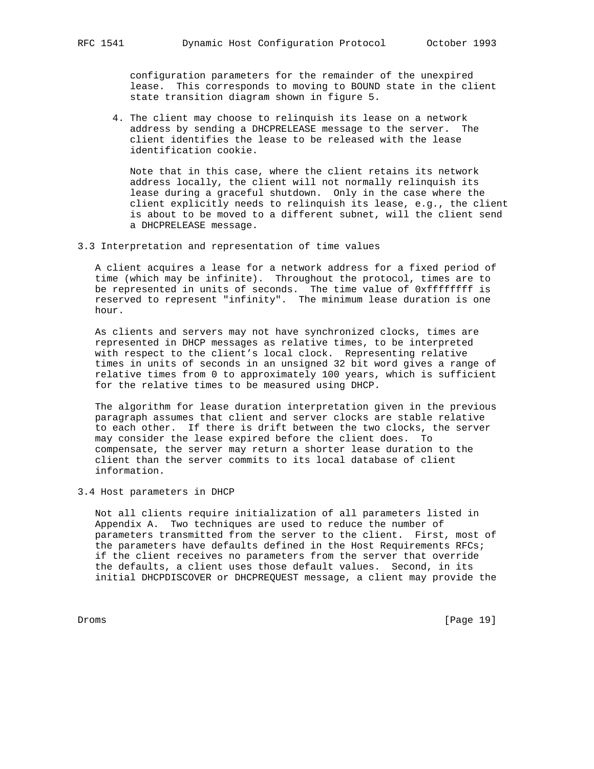configuration parameters for the remainder of the unexpired lease. This corresponds to moving to BOUND state in the client state transition diagram shown in figure 5.

4. The client may choose to relinquish its lease on a network address by sending a DHCPRELEASE message to the server. The client identifies the lease to be released with the lease identification cookie.

   Note that in this case, where the client retains its network address locally, the client will not normally relinquish its lease during a graceful shutdown. Only in the case where the client explicitly needs to relinquish its lease, e.g., the client is about to be moved to a different subnet, will the client send a DHCPRELEASE message.

## 3.3 Interpretation and representation of time values

A client acquires a lease for a network address for a fixed period of time (which may be infinite). Throughout the protocol, times are to be represented in units of seconds. The time value of 0xffffffff is reserved to represent "infinity". The minimum lease duration is one hour.

As clients and servers may not have synchronized clocks, times are represented in DHCP messages as relative times, to be interpreted with respect to the client's local clock. Representing relative times in units of seconds in an unsigned 32 bit word gives a range of relative times from 0 to approximately 100 years, which is sufficient for the relative times to be measured using DHCP.

The algorithm for lease duration interpretation given in the previous paragraph assumes that client and server clocks are stable relative to each other. If there is drift between the two clocks, the server may consider the lease expired before the client does. To compensate, the server may return a shorter lease duration to the client than the server commits to its local database of client information.

## 3.4 Host parameters in DHCP

Not all clients require initialization of all parameters listed in Appendix A. Two techniques are used to reduce the number of parameters transmitted from the server to the client. First, most of the parameters have defaults defined in the Host Requirements RFCs; if the client receives no parameters from the server that override the defaults, a client uses those default values. Second, in its initial DHCPDISCOVER or DHCPREQUEST message, a client may provide the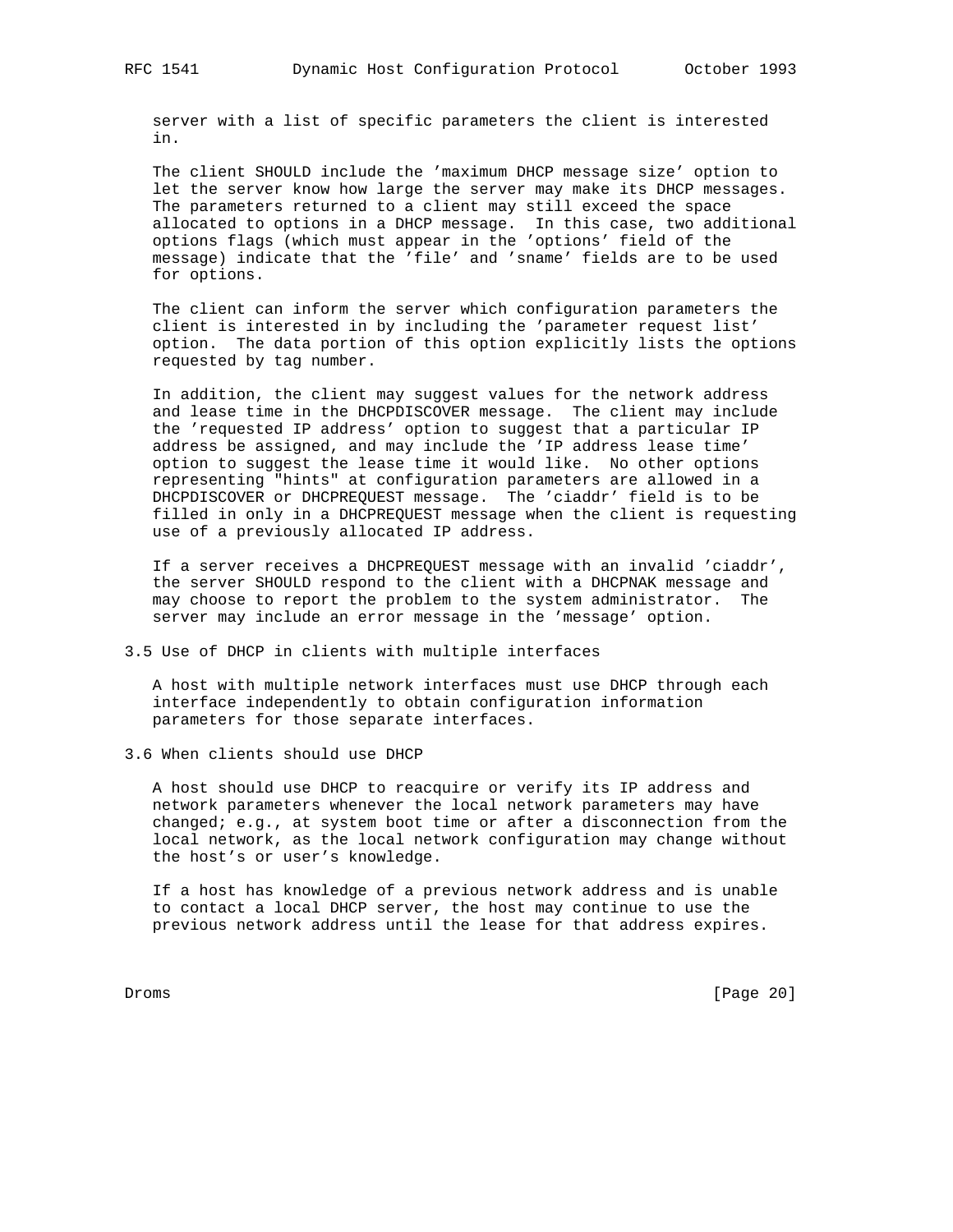server with a list of specific parameters the client is interested in.

The client SHOULD include the 'maximum DHCP message size' option to let the server know how large the server may make its DHCP messages. The parameters returned to a client may still exceed the space allocated to options in a DHCP message. In this case, two additional options flags (which must appear in the 'options' field of the message) indicate that the 'file' and 'sname' fields are to be used for options.

The client can inform the server which configuration parameters the client is interested in by including the 'parameter request list' option. The data portion of this option explicitly lists the options requested by tag number.

In addition, the client may suggest values for the network address and lease time in the DHCPDISCOVER message. The client may include the 'requested IP address' option to suggest that a particular IP address be assigned, and may include the 'IP address lease time' option to suggest the lease time it would like. No other options representing "hints" at configuration parameters are allowed in a DHCPDISCOVER or DHCPREQUEST message. The 'ciaddr' field is to be filled in only in a DHCPREQUEST message when the client is requesting use of a previously allocated IP address.

If a server receives a DHCPREQUEST message with an invalid 'ciaddr', the server SHOULD respond to the client with a DHCPNAK message and may choose to report the problem to the system administrator. The server may include an error message in the 'message' option.

### 3.5 Use of DHCP in clients with multiple interfaces

A host with multiple network interfaces must use DHCP through each interface independently to obtain configuration information parameters for those separate interfaces.

### 3.6 When clients should use DHCP

A host should use DHCP to reacquire or verify its IP address and network parameters whenever the local network parameters may have changed; e.g., at system boot time or after a disconnection from the local network, as the local network configuration may change without the host's or user's knowledge.

If a host has knowledge of a previous network address and is unable to contact a local DHCP server, the host may continue to use the previous network address until the lease for that address expires.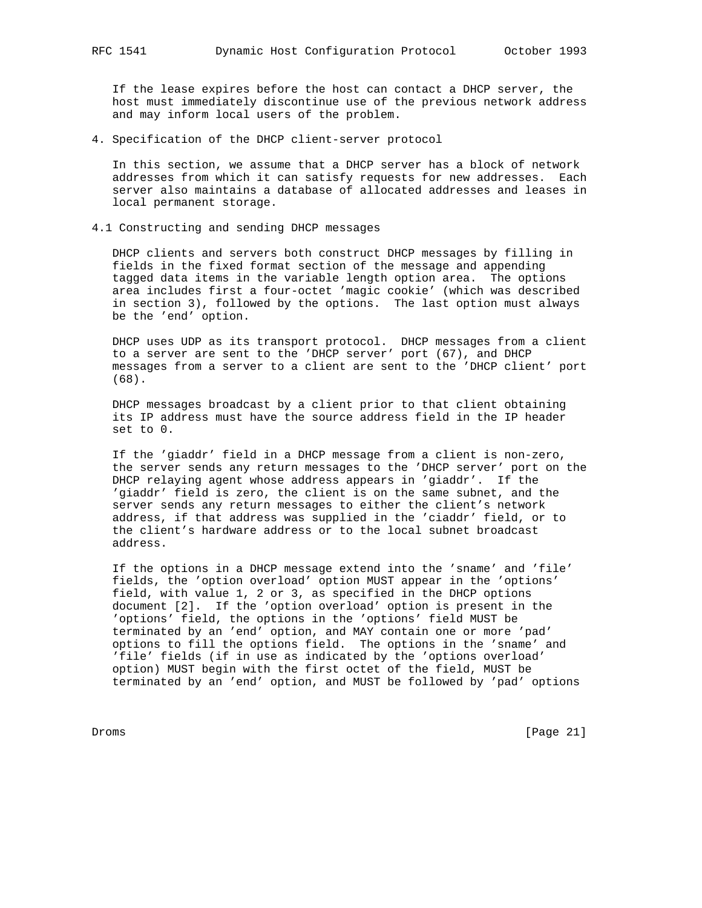If the lease expires before the host can contact a DHCP server, the host must immediately discontinue use of the previous network address and may inform local users of the problem.

## 4. Specification of the DHCP client-server protocol

In this section, we assume that a DHCP server has a block of network addresses from which it can satisfy requests for new addresses. Each server also maintains a database of allocated addresses and leases in local permanent storage.

### 4.1 Constructing and sending DHCP messages

DHCP clients and servers both construct DHCP messages by filling in fields in the fixed format section of the message and appending tagged data items in the variable length option area. The options area includes first a four-octet 'magic cookie' (which was described in section 3), followed by the options. The last option must always be the 'end' option.

DHCP uses UDP as its transport protocol. DHCP messages from a client to a server are sent to the 'DHCP server' port (67), and DHCP messages from a server to a client are sent to the 'DHCP client' port (68).

DHCP messages broadcast by a client prior to that client obtaining its IP address must have the source address field in the IP header set to 0.

If the 'giaddr' field in a DHCP message from a client is non-zero, the server sends any return messages to the 'DHCP server' port on the DHCP relaying agent whose address appears in 'giaddr'. If the 'giaddr' field is zero, the client is on the same subnet, and the server sends any return messages to either the client's network address, if that address was supplied in the 'ciaddr' field, or to the client's hardware address or to the local subnet broadcast address.

If the options in a DHCP message extend into the 'sname' and 'file' fields, the 'option overload' option MUST appear in the 'options' field, with value 1, 2 or 3, as specified in the DHCP options document [2]. If the 'option overload' option is present in the 'options' field, the options in the 'options' field MUST be terminated by an 'end' option, and MAY contain one or more 'pad' options to fill the options field. The options in the 'sname' and 'file' fields (if in use as indicated by the 'options overload' option) MUST begin with the first octet of the field, MUST be terminated by an 'end' option, and MUST be followed by 'pad' options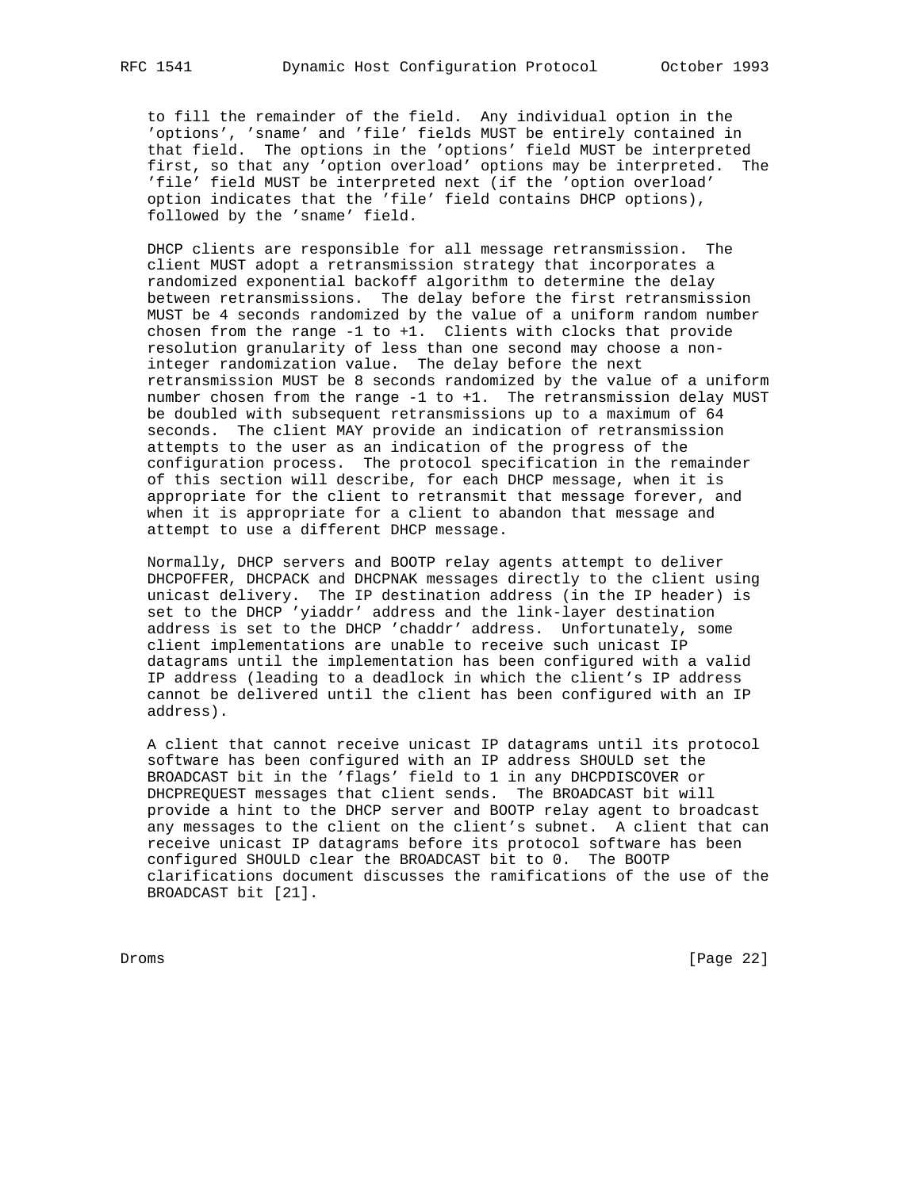to fill the remainder of the field. Any individual option in the 'options', 'sname' and 'file' fields MUST be entirely contained in that field. The options in the 'options' field MUST be interpreted first, so that any 'option overload' options may be interpreted. The 'file' field MUST be interpreted next (if the 'option overload' option indicates that the 'file' field contains DHCP options), followed by the 'sname' field.

DHCP clients are responsible for all message retransmission. The client MUST adopt a retransmission strategy that incorporates a randomized exponential backoff algorithm to determine the delay between retransmissions. The delay before the first retransmission MUST be 4 seconds randomized by the value of a uniform random number chosen from the range -1 to +1. Clients with clocks that provide resolution granularity of less than one second may choose a non-integer randomization value. The delay before the next retransmission MUST be 8 seconds randomized by the value of a uniform number chosen from the range -1 to +1. The retransmission delay MUST be doubled with subsequent retransmissions up to a maximum of 64 seconds. The client MAY provide an indication of retransmission attempts to the user as an indication of the progress of the configuration process. The protocol specification in the remainder of this section will describe, for each DHCP message, when it is appropriate for the client to retransmit that message forever, and when it is appropriate for a client to abandon that message and attempt to use a different DHCP message.

Normally, DHCP servers and BOOTP relay agents attempt to deliver DHCPOFFER, DHCPACK and DHCPNAK messages directly to the client using unicast delivery. The IP destination address (in the IP header) is set to the DHCP 'yiaddr' address and the link-layer destination address is set to the DHCP 'chaddr' address. Unfortunately, some client implementations are unable to receive such unicast IP datagrams until the implementation has been configured with a valid IP address (leading to a deadlock in which the client's IP address cannot be delivered until the client has been configured with an IP address).

A client that cannot receive unicast IP datagrams until its protocol software has been configured with an IP address SHOULD set the BROADCAST bit in the 'flags' field to 1 in any DHCPDISCOVER or DHCPREQUEST messages that client sends. The BROADCAST bit will provide a hint to the DHCP server and BOOTP relay agent to broadcast any messages to the client on the client's subnet. A client that can receive unicast IP datagrams before its protocol software has been configured SHOULD clear the BROADCAST bit to 0. The BOOTP clarifications document discusses the ramifications of the use of the BROADCAST bit [21].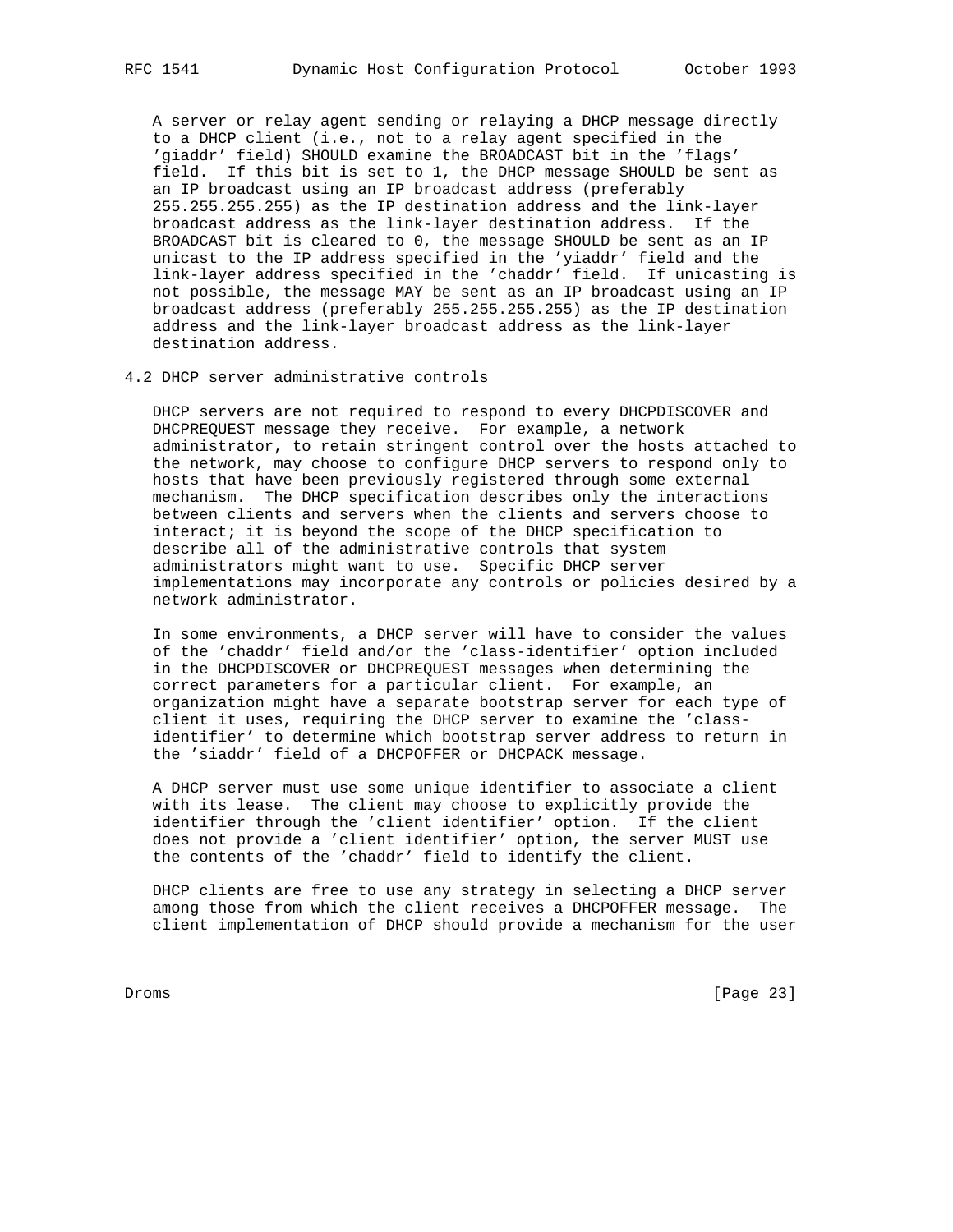A server or relay agent sending or relaying a DHCP message directly to a DHCP client (i.e., not to a relay agent specified in the 'giaddr' field) SHOULD examine the BROADCAST bit in the 'flags' field. If this bit is set to 1, the DHCP message SHOULD be sent as an IP broadcast using an IP broadcast address (preferably 255.255.255.255) as the IP destination address and the link-layer broadcast address as the link-layer destination address. If the BROADCAST bit is cleared to 0, the message SHOULD be sent as an IP unicast to the IP address specified in the 'yiaddr' field and the link-layer address specified in the 'chaddr' field. If unicasting is not possible, the message MAY be sent as an IP broadcast using an IP broadcast address (preferably 255.255.255.255) as the IP destination address and the link-layer broadcast address as the link-layer destination address.

## 4.2 DHCP server administrative controls

DHCP servers are not required to respond to every DHCPDISCOVER and DHCPREQUEST message they receive. For example, a network administrator, to retain stringent control over the hosts attached to the network, may choose to configure DHCP servers to respond only to hosts that have been previously registered through some external mechanism. The DHCP specification describes only the interactions between clients and servers when the clients and servers choose to interact; it is beyond the scope of the DHCP specification to describe all of the administrative controls that system administrators might want to use. Specific DHCP server implementations may incorporate any controls or policies desired by a network administrator.

In some environments, a DHCP server will have to consider the values of the 'chaddr' field and/or the 'class-identifier' option included in the DHCPDISCOVER or DHCPREQUEST messages when determining the correct parameters for a particular client. For example, an organization might have a separate bootstrap server for each type of client it uses, requiring the DHCP server to examine the 'class-identifier' to determine which bootstrap server address to return in the 'siaddr' field of a DHCPOFFER or DHCPACK message.

A DHCP server must use some unique identifier to associate a client with its lease. The client may choose to explicitly provide the identifier through the 'client identifier' option. If the client does not provide a 'client identifier' option, the server MUST use the contents of the 'chaddr' field to identify the client.

DHCP clients are free to use any strategy in selecting a DHCP server among those from which the client receives a DHCPOFFER message. The client implementation of DHCP should provide a mechanism for the user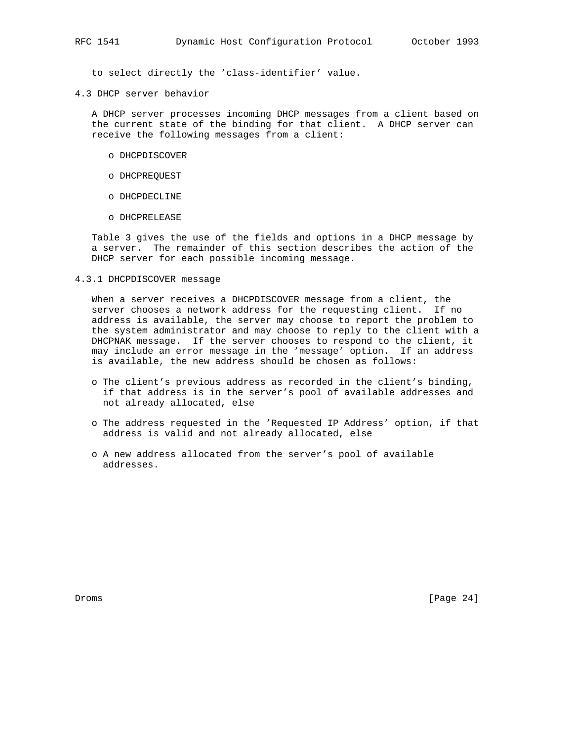to select directly the 'class-identifier' value.

## 4.3 DHCP server behavior

A DHCP server processes incoming DHCP messages from a client based on the current state of the binding for that client. A DHCP server can receive the following messages from a client:

- DHCPDISCOVER
- DHCPREQUEST
- DHCPDECLINE
- DHCPRELEASE

Table 3 gives the use of the fields and options in a DHCP message by a server. The remainder of this section describes the action of the DHCP server for each possible incoming message.

### 4.3.1 DHCPDISCOVER message

When a server receives a DHCPDISCOVER message from a client, the server chooses a network address for the requesting client. If no address is available, the server may choose to report the problem to the system administrator and may choose to reply to the client with a DHCPNAK message. If the server chooses to respond to the client, it may include an error message in the 'message' option. If an address is available, the new address should be chosen as follows:

- The client's previous address as recorded in the client's binding, if that address is in the server's pool of available addresses and not already allocated, else
- The address requested in the 'Requested IP Address' option, if that address is valid and not already allocated, else
- A new address allocated from the server's pool of available addresses.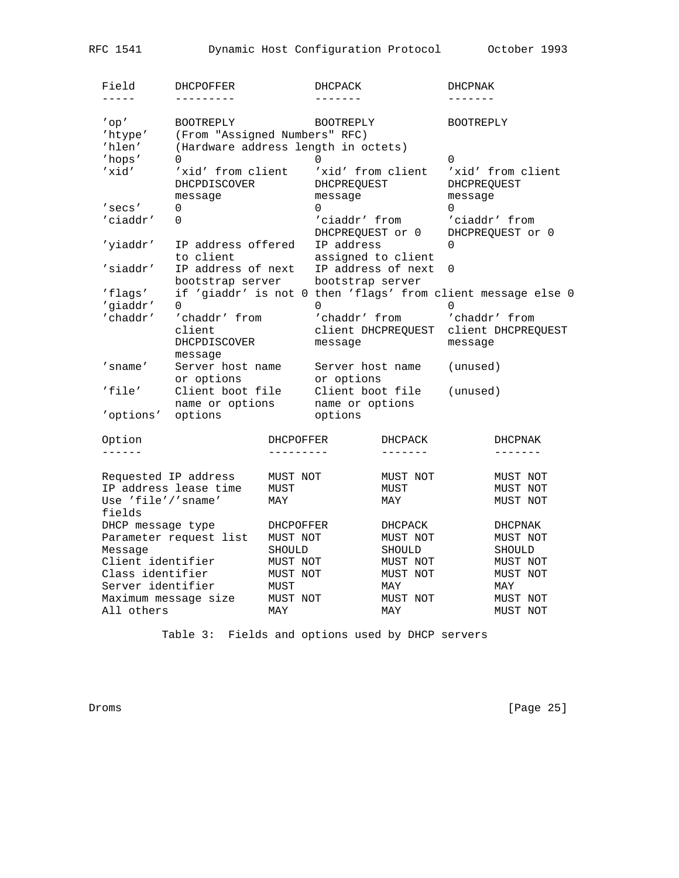| Field | DHCPOFFER | DHCPACK | DHCPNAK |
| --- | --- | --- | --- |
| 'op' | BOOTREPLY | BOOTREPLY | BOOTREPLY |
| 'htype' | (From "Assigned Numbers" RFC) | | |
| 'hlen' | (Hardware address length in octets) | | |
| 'hops' | 0 | 0 | 0 |
| 'xid' | 'xid' from client DHCPDISCOVER message | 'xid' from client DHCPREQUEST message | 'xid' from client DHCPREQUEST message |
| 'secs' | 0 | 0 | 0 |
| 'ciaddr' | 0 | 'ciaddr' from DHCPREQUEST or 0 | 'ciaddr' from DHCPREQUEST or 0 |
| 'yiaddr' | IP address offered to client | IP address assigned to client | 0 |
| 'siaddr' | IP address of next bootstrap server | IP address of next bootstrap server | 0 |
| 'flags' | if 'giaddr' is not 0 then 'flags' from client message else 0 | | |
| 'giaddr' | 0 | 0 | 0 |
| 'chaddr' | 'chaddr' from client DHCPDISCOVER message | 'chaddr' from client DHCPREQUEST message | 'chaddr' from client DHCPREQUEST message |
| 'sname' | Server host name or options | Server host name or options | (unused) |
| 'file' | Client boot file name or options | Client boot file name or options | (unused) |
| 'options' | options | options | |

| Option | DHCPOFFER | DHCPACK | DHCPNAK |
| --- | --- | --- | --- |
| Requested IP address | MUST NOT | MUST NOT | MUST NOT |
| IP address lease time | MUST | MUST | MUST NOT |
| Use 'file'/'sname' fields | MAY | MAY | MUST NOT |
| DHCP message type | DHCPOFFER | DHCPACK | DHCPNAK |
| Parameter request list | MUST NOT | MUST NOT | MUST NOT |
| Message | SHOULD | SHOULD | SHOULD |
| Client identifier | MUST NOT | MUST NOT | MUST NOT |
| Class identifier | MUST NOT | MUST NOT | MUST NOT |
| Server identifier | MUST | MAY | MAY |
| Maximum message size | MUST NOT | MUST NOT | MUST NOT |
| All others | MAY | MAY | MUST NOT |

Table 3: Fields and options used by DHCP servers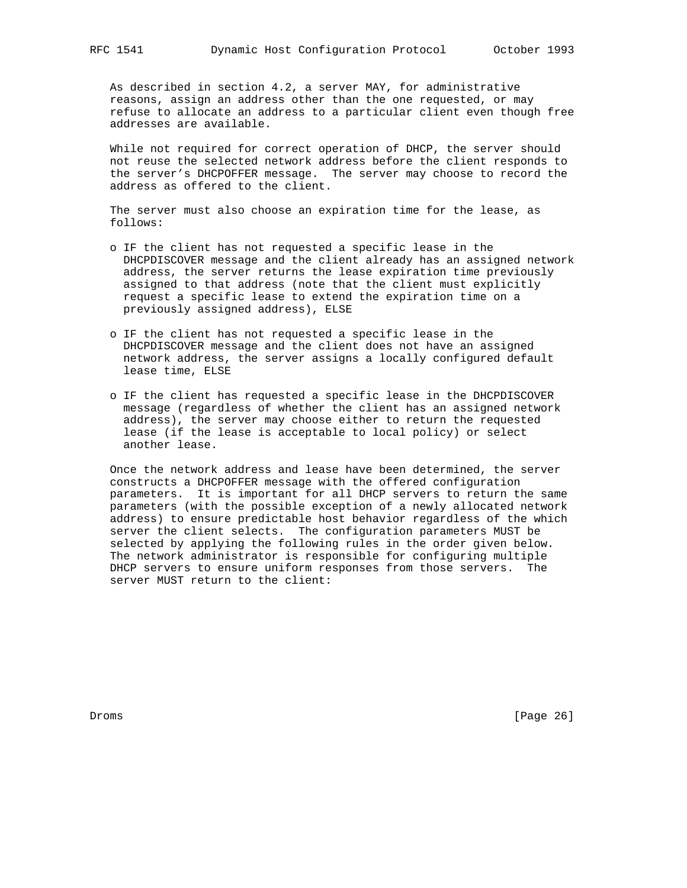As described in section 4.2, a server MAY, for administrative reasons, assign an address other than the one requested, or may refuse to allocate an address to a particular client even though free addresses are available.

While not required for correct operation of DHCP, the server should not reuse the selected network address before the client responds to the server's DHCPOFFER message. The server may choose to record the address as offered to the client.

The server must also choose an expiration time for the lease, as follows:

- o IF the client has not requested a specific lease in the DHCPDISCOVER message and the client already has an assigned network address, the server returns the lease expiration time previously assigned to that address (note that the client must explicitly request a specific lease to extend the expiration time on a previously assigned address), ELSE

- o IF the client has not requested a specific lease in the DHCPDISCOVER message and the client does not have an assigned network address, the server assigns a locally configured default lease time, ELSE

- o IF the client has requested a specific lease in the DHCPDISCOVER message (regardless of whether the client has an assigned network address), the server may choose either to return the requested lease (if the lease is acceptable to local policy) or select another lease.

Once the network address and lease have been determined, the server constructs a DHCPOFFER message with the offered configuration parameters. It is important for all DHCP servers to return the same parameters (with the possible exception of a newly allocated network address) to ensure predictable host behavior regardless of the which server the client selects. The configuration parameters MUST be selected by applying the following rules in the order given below. The network administrator is responsible for configuring multiple DHCP servers to ensure uniform responses from those servers. The server MUST return to the client: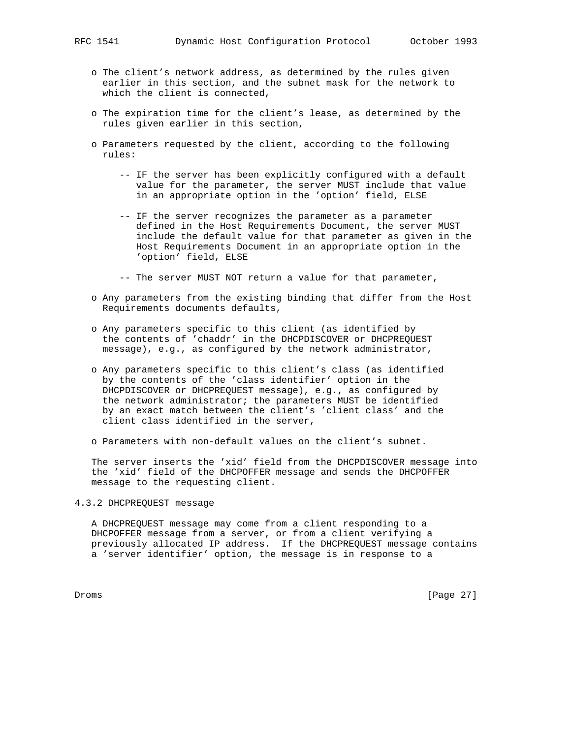- The client's network address, as determined by the rules given earlier in this section, and the subnet mask for the network to which the client is connected,

- The expiration time for the client's lease, as determined by the rules given earlier in this section,

- Parameters requested by the client, according to the following rules:

  - IF the server has been explicitly configured with a default value for the parameter, the server MUST include that value in an appropriate option in the 'option' field, ELSE

  - IF the server recognizes the parameter as a parameter defined in the Host Requirements Document, the server MUST include the default value for that parameter as given in the Host Requirements Document in an appropriate option in the 'option' field, ELSE

  - The server MUST NOT return a value for that parameter,

- Any parameters from the existing binding that differ from the Host Requirements documents defaults,

- Any parameters specific to this client (as identified by the contents of 'chaddr' in the DHCPDISCOVER or DHCPREQUEST message), e.g., as configured by the network administrator,

- Any parameters specific to this client's class (as identified by the contents of the 'class identifier' option in the DHCPDISCOVER or DHCPREQUEST message), e.g., as configured by the network administrator; the parameters MUST be identified by an exact match between the client's 'client class' and the client class identified in the server,

- Parameters with non-default values on the client's subnet.

The server inserts the 'xid' field from the DHCPDISCOVER message into the 'xid' field of the DHCPOFFER message and sends the DHCPOFFER message to the requesting client.

### 4.3.2 DHCPREQUEST message

A DHCPREQUEST message may come from a client responding to a DHCPOFFER message from a server, or from a client verifying a previously allocated IP address. If the DHCPREQUEST message contains a 'server identifier' option, the message is in response to a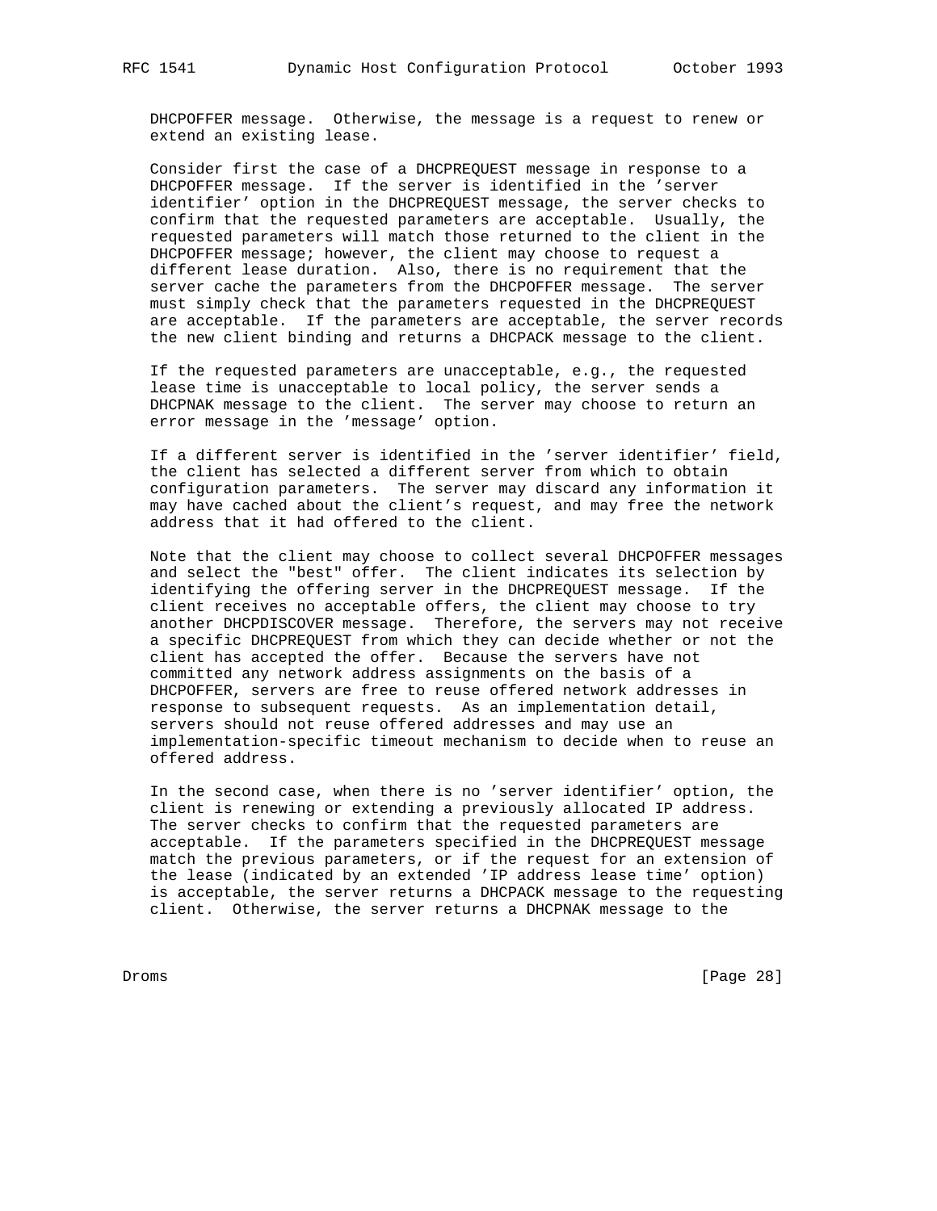DHCPOFFER message. Otherwise, the message is a request to renew or extend an existing lease.

Consider first the case of a DHCPREQUEST message in response to a DHCPOFFER message. If the server is identified in the 'server identifier' option in the DHCPREQUEST message, the server checks to confirm that the requested parameters are acceptable. Usually, the requested parameters will match those returned to the client in the DHCPOFFER message; however, the client may choose to request a different lease duration. Also, there is no requirement that the server cache the parameters from the DHCPOFFER message. The server must simply check that the parameters requested in the DHCPREQUEST are acceptable. If the parameters are acceptable, the server records the new client binding and returns a DHCPACK message to the client.

If the requested parameters are unacceptable, e.g., the requested lease time is unacceptable to local policy, the server sends a DHCPNAK message to the client. The server may choose to return an error message in the 'message' option.

If a different server is identified in the 'server identifier' field, the client has selected a different server from which to obtain configuration parameters. The server may discard any information it may have cached about the client's request, and may free the network address that it had offered to the client.

Note that the client may choose to collect several DHCPOFFER messages and select the "best" offer. The client indicates its selection by identifying the offering server in the DHCPREQUEST message. If the client receives no acceptable offers, the client may choose to try another DHCPDISCOVER message. Therefore, the servers may not receive a specific DHCPREQUEST from which they can decide whether or not the client has accepted the offer. Because the servers have not committed any network address assignments on the basis of a DHCPOFFER, servers are free to reuse offered network addresses in response to subsequent requests. As an implementation detail, servers should not reuse offered addresses and may use an implementation-specific timeout mechanism to decide when to reuse an offered address.

In the second case, when there is no 'server identifier' option, the client is renewing or extending a previously allocated IP address. The server checks to confirm that the requested parameters are acceptable. If the parameters specified in the DHCPREQUEST message match the previous parameters, or if the request for an extension of the lease (indicated by an extended 'IP address lease time' option) is acceptable, the server returns a DHCPACK message to the requesting client. Otherwise, the server returns a DHCPNAK message to the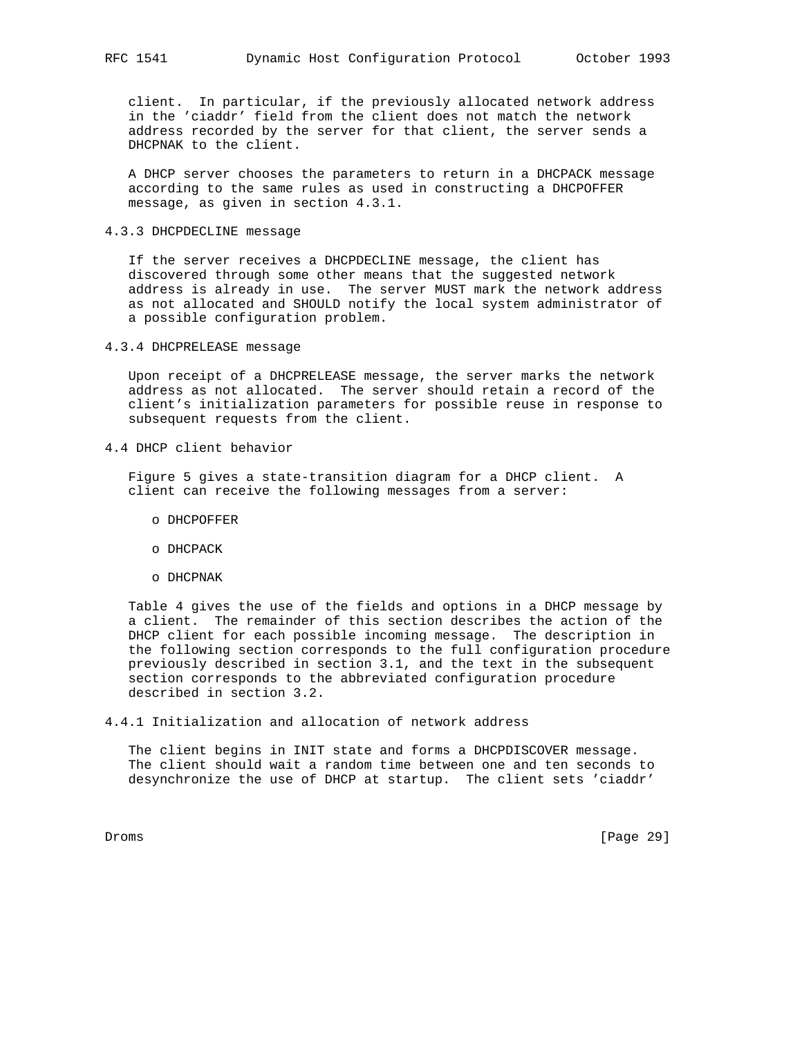client. In particular, if the previously allocated network address in the 'ciaddr' field from the client does not match the network address recorded by the server for that client, the server sends a DHCPNAK to the client.

A DHCP server chooses the parameters to return in a DHCPACK message according to the same rules as used in constructing a DHCPOFFER message, as given in section 4.3.1.

### 4.3.3 DHCPDECLINE message

If the server receives a DHCPDECLINE message, the client has discovered through some other means that the suggested network address is already in use. The server MUST mark the network address as not allocated and SHOULD notify the local system administrator of a possible configuration problem.

### 4.3.4 DHCPRELEASE message

Upon receipt of a DHCPRELEASE message, the server marks the network address as not allocated. The server should retain a record of the client's initialization parameters for possible reuse in response to subsequent requests from the client.

## 4.4 DHCP client behavior

Figure 5 gives a state-transition diagram for a DHCP client. A client can receive the following messages from a server:

- DHCPOFFER
- DHCPACK
- DHCPNAK

Table 4 gives the use of the fields and options in a DHCP message by a client. The remainder of this section describes the action of the DHCP client for each possible incoming message. The description in the following section corresponds to the full configuration procedure previously described in section 3.1, and the text in the subsequent section corresponds to the abbreviated configuration procedure described in section 3.2.

### 4.4.1 Initialization and allocation of network address

The client begins in INIT state and forms a DHCPDISCOVER message. The client should wait a random time between one and ten seconds to desynchronize the use of DHCP at startup. The client sets 'ciaddr'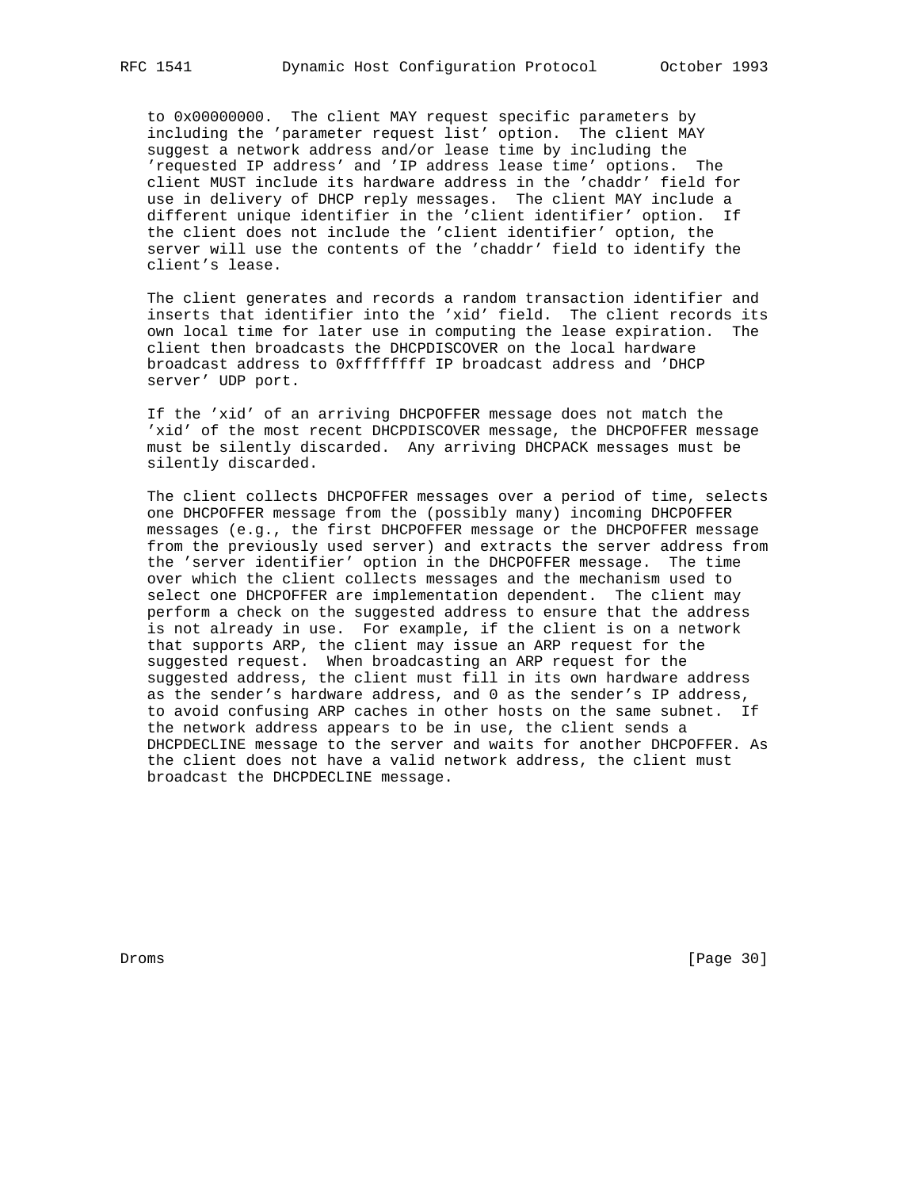to 0x00000000. The client MAY request specific parameters by including the 'parameter request list' option. The client MAY suggest a network address and/or lease time by including the 'requested IP address' and 'IP address lease time' options. The client MUST include its hardware address in the 'chaddr' field for use in delivery of DHCP reply messages. The client MAY include a different unique identifier in the 'client identifier' option. If the client does not include the 'client identifier' option, the server will use the contents of the 'chaddr' field to identify the client's lease.

The client generates and records a random transaction identifier and inserts that identifier into the 'xid' field. The client records its own local time for later use in computing the lease expiration. The client then broadcasts the DHCPDISCOVER on the local hardware broadcast address to 0xffffffff IP broadcast address and 'DHCP server' UDP port.

If the 'xid' of an arriving DHCPOFFER message does not match the 'xid' of the most recent DHCPDISCOVER message, the DHCPOFFER message must be silently discarded. Any arriving DHCPACK messages must be silently discarded.

The client collects DHCPOFFER messages over a period of time, selects one DHCPOFFER message from the (possibly many) incoming DHCPOFFER messages (e.g., the first DHCPOFFER message or the DHCPOFFER message from the previously used server) and extracts the server address from the 'server identifier' option in the DHCPOFFER message. The time over which the client collects messages and the mechanism used to select one DHCPOFFER are implementation dependent. The client may perform a check on the suggested address to ensure that the address is not already in use. For example, if the client is on a network that supports ARP, the client may issue an ARP request for the suggested request. When broadcasting an ARP request for the suggested address, the client must fill in its own hardware address as the sender's hardware address, and 0 as the sender's IP address, to avoid confusing ARP caches in other hosts on the same subnet. If the network address appears to be in use, the client sends a DHCPDECLINE message to the server and waits for another DHCPOFFER. As the client does not have a valid network address, the client must broadcast the DHCPDECLINE message.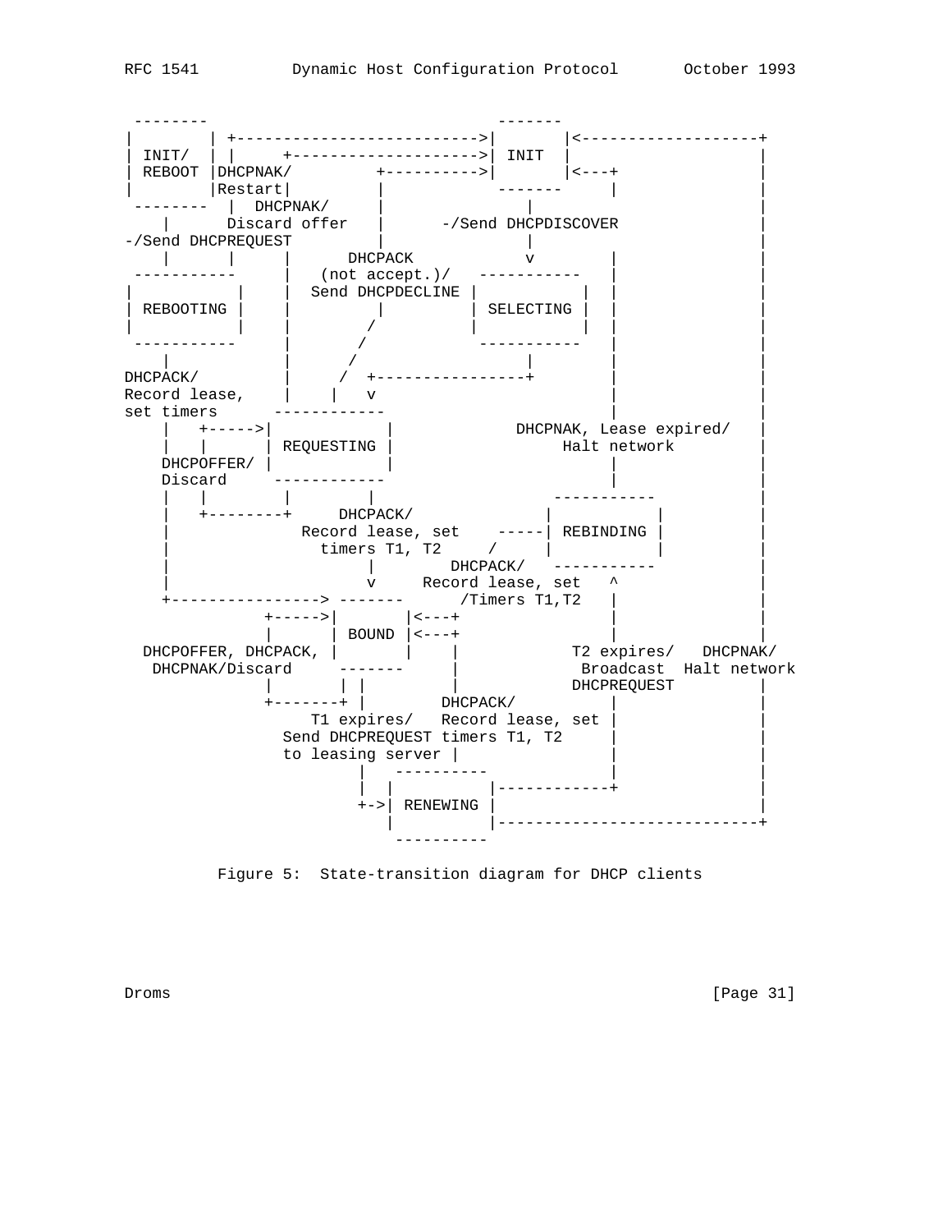```
 --------                               -------
|        | +-------------------------->|       |<-------------------+
| INIT/  | |     +-------------------->| INIT  |                    |
| REBOOT |DHCPNAK/          +---------->|       |<---+               |
|        |Restart|          |            -------     |               |
 --------  |  DHCPNAK/     |               |         |               |
    |      Discard offer   |      -/Send DHCPDISCOVER                |
-/Send DHCPREQUEST         |               |                         |
    |      |     |      DHCPACK            v        |                |
 -----------     |   (not accept.)/   -----------   |                |
|           |    |  Send DHCPDECLINE |           |  |                |
| REBOOTING |    |         |         | SELECTING |  |                |
|           |    |        /          |           |  |                |
 -----------     |       /            -----------   |                |
    |            |      /                 |         |                |
DHCPACK/         |     /  +---------------+         |                |
Record lease,    |    |   v                         |                |
set timers      ------------                        |                |
    |   +----->|            |            DHCPNAK, Lease expired/    |
    |   |      | REQUESTING |                 Halt network          |
    DHCPOFFER/ |            |                       |                |
    Discard     ------------                        |                |
    |   |        |       |                     -----------           |
    |   +--------+     DHCPACK/               |           |          |
    |              Record lease, set    -----| REBINDING |          |
    |                timers T1, T2     /     |           |          |
    |                     |        DHCPACK/   -----------           |
    |                     v     Record lease, set   ^               |
    +----------------> -------      /Timers T1,T2   |               |
               +----->|       |<---+                |               |
               |      | BOUND |<---+                |               |
  DHCPOFFER, DHCPACK, |       |    |            T2 expires/   DHCPNAK/
   DHCPNAK/Discard     -------     |             Broadcast  Halt network
               |       | |         |            DHCPREQUEST         |
               +-------+ |        DHCPACK/          |               |
                    T1 expires/   Record lease, set |               |
                 Send DHCPREQUEST timers T1, T2     |               |
                 to leasing server |                |               |
                         |   ----------             |               |
                         |  |          |------------+               |
                         +->| RENEWING |                            |
                            |          |----------------------------+
                             ----------
```

Figure 5: State-transition diagram for DHCP clients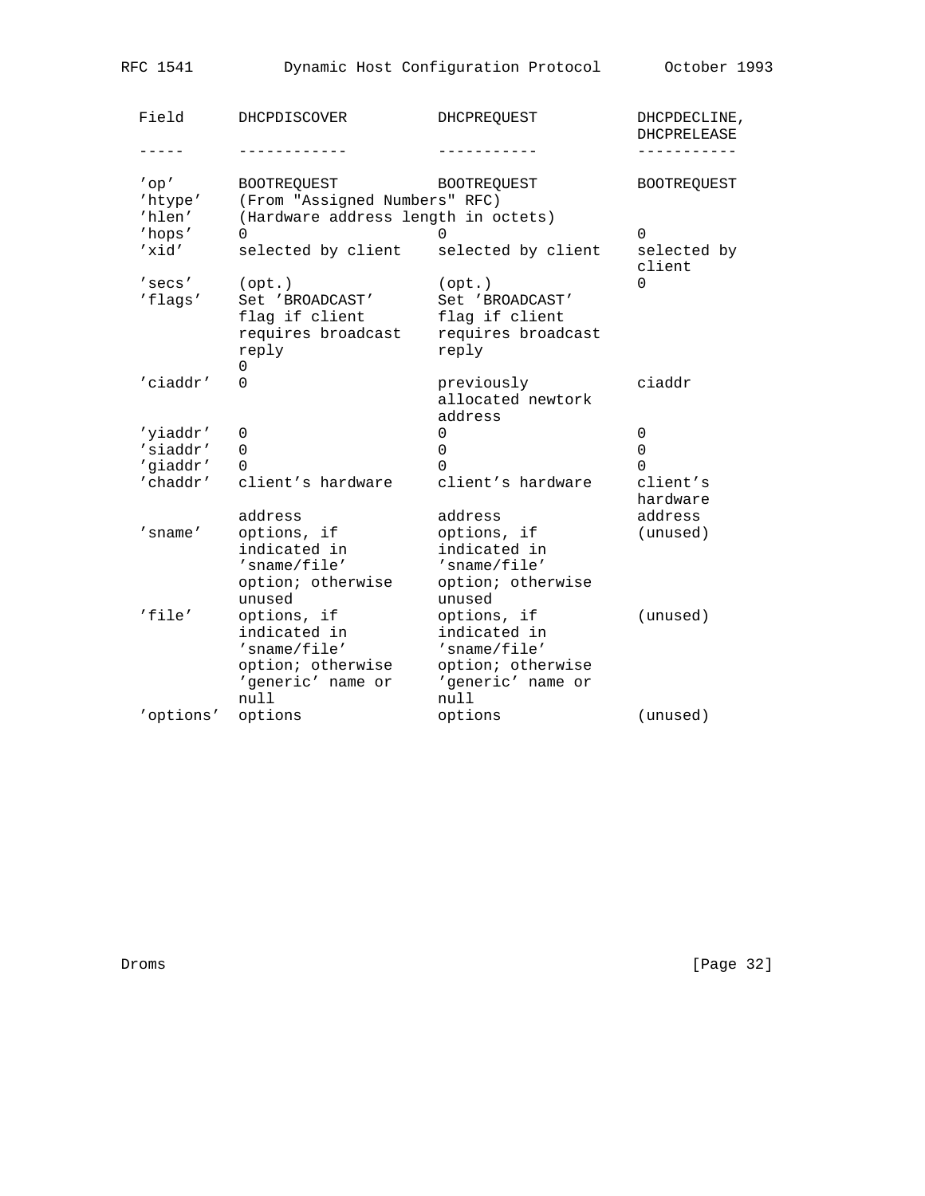| Field | DHCPDISCOVER | DHCPREQUEST | DHCPDECLINE, DHCPRELEASE |
| --- | --- | --- | --- |
| 'op' | BOOTREQUEST | BOOTREQUEST | BOOTREQUEST |
| 'htype' | (From "Assigned Numbers" RFC) | | |
| 'hlen' | (Hardware address length in octets) | | |
| 'hops' | 0 | 0 | 0 |
| 'xid' | selected by client | selected by client | selected by client |
| 'secs' | (opt.) | (opt.) | 0 |
| 'flags' | Set 'BROADCAST' flag if client requires broadcast reply 0 | Set 'BROADCAST' flag if client requires broadcast reply | |
| 'ciaddr' | 0 | previously allocated newtork address | ciaddr |
| 'yiaddr' | 0 | 0 | 0 |
| 'siaddr' | 0 | 0 | 0 |
| 'giaddr' | 0 | 0 | 0 |
| 'chaddr' | client's hardware address | client's hardware address | client's hardware address |
| 'sname' | options, if indicated in 'sname/file' option; otherwise unused | options, if indicated in 'sname/file' option; otherwise unused | (unused) |
| 'file' | options, if indicated in 'sname/file' option; otherwise 'generic' name or null | options, if indicated in 'sname/file' option; otherwise 'generic' name or null | (unused) |
| 'options' | options | options | (unused) |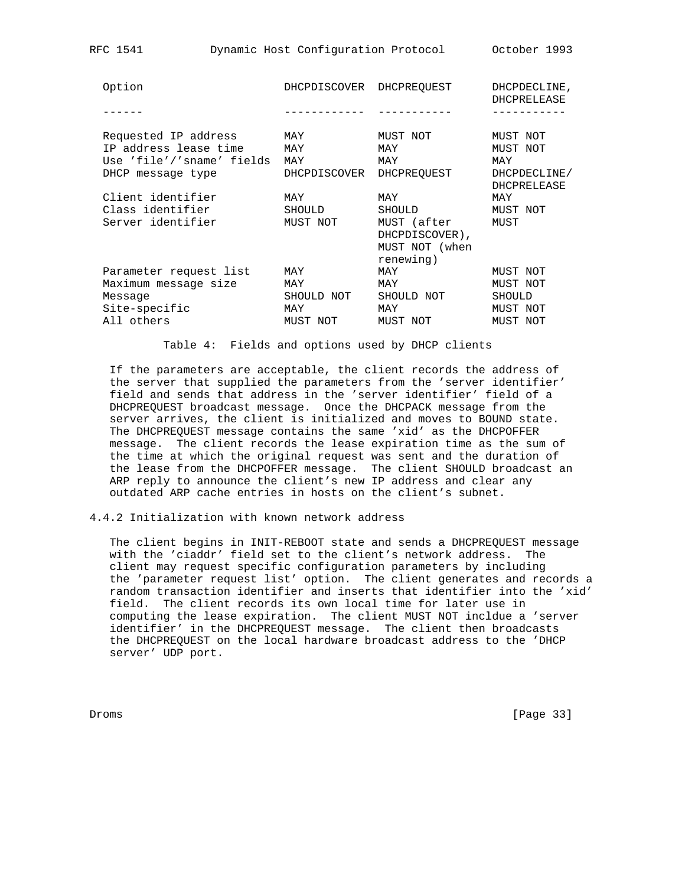| Option | DHCPDISCOVER | DHCPREQUEST | DHCPDECLINE, DHCPRELEASE |
| --- | --- | --- | --- |
| Requested IP address | MAY | MUST NOT | MUST NOT |
| IP address lease time | MAY | MAY | MUST NOT |
| Use 'file'/'sname' fields | MAY | MAY | MAY |
| DHCP message type | DHCPDISCOVER | DHCPREQUEST | DHCPDECLINE/ DHCPRELEASE |
| Client identifier | MAY | MAY | MAY |
| Class identifier | SHOULD | SHOULD | MUST NOT |
| Server identifier | MUST NOT | MUST (after DHCPDISCOVER), MUST NOT (when renewing) | MUST |
| Parameter request list | MAY | MAY | MUST NOT |
| Maximum message size | MAY | MAY | MUST NOT |
| Message | SHOULD NOT | SHOULD NOT | SHOULD |
| Site-specific | MAY | MAY | MUST NOT |
| All others | MUST NOT | MUST NOT | MUST NOT |

Table 4: Fields and options used by DHCP clients

If the parameters are acceptable, the client records the address of the server that supplied the parameters from the 'server identifier' field and sends that address in the 'server identifier' field of a DHCPREQUEST broadcast message. Once the DHCPACK message from the server arrives, the client is initialized and moves to BOUND state. The DHCPREQUEST message contains the same 'xid' as the DHCPOFFER message. The client records the lease expiration time as the sum of the time at which the original request was sent and the duration of the lease from the DHCPOFFER message. The client SHOULD broadcast an ARP reply to announce the client's new IP address and clear any outdated ARP cache entries in hosts on the client's subnet.

### 4.4.2 Initialization with known network address

The client begins in INIT-REBOOT state and sends a DHCPREQUEST message with the 'ciaddr' field set to the client's network address. The client may request specific configuration parameters by including the 'parameter request list' option. The client generates and records a random transaction identifier and inserts that identifier into the 'xid' field. The client records its own local time for later use in computing the lease expiration. The client MUST NOT incldue a 'server identifier' in the DHCPREQUEST message. The client then broadcasts the DHCPREQUEST on the local hardware broadcast address to the 'DHCP server' UDP port.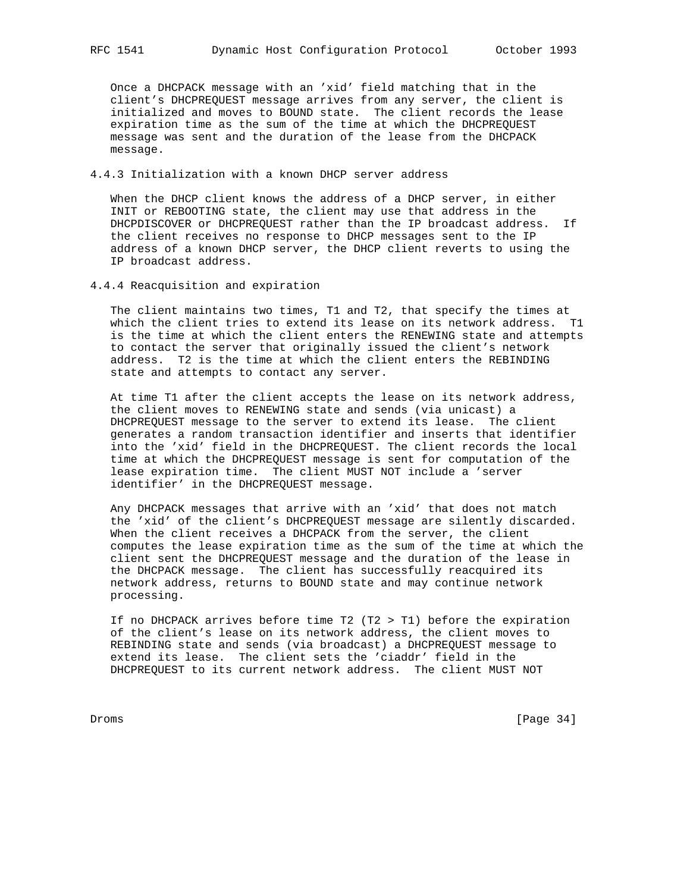Once a DHCPACK message with an 'xid' field matching that in the client's DHCPREQUEST message arrives from any server, the client is initialized and moves to BOUND state. The client records the lease expiration time as the sum of the time at which the DHCPREQUEST message was sent and the duration of the lease from the DHCPACK message.

### 4.4.3 Initialization with a known DHCP server address

When the DHCP client knows the address of a DHCP server, in either INIT or REBOOTING state, the client may use that address in the DHCPDISCOVER or DHCPREQUEST rather than the IP broadcast address. If the client receives no response to DHCP messages sent to the IP address of a known DHCP server, the DHCP client reverts to using the IP broadcast address.

### 4.4.4 Reacquisition and expiration

The client maintains two times, T1 and T2, that specify the times at which the client tries to extend its lease on its network address. T1 is the time at which the client enters the RENEWING state and attempts to contact the server that originally issued the client's network address. T2 is the time at which the client enters the REBINDING state and attempts to contact any server.

At time T1 after the client accepts the lease on its network address, the client moves to RENEWING state and sends (via unicast) a DHCPREQUEST message to the server to extend its lease. The client generates a random transaction identifier and inserts that identifier into the 'xid' field in the DHCPREQUEST. The client records the local time at which the DHCPREQUEST message is sent for computation of the lease expiration time. The client MUST NOT include a 'server identifier' in the DHCPREQUEST message.

Any DHCPACK messages that arrive with an 'xid' that does not match the 'xid' of the client's DHCPREQUEST message are silently discarded. When the client receives a DHCPACK from the server, the client computes the lease expiration time as the sum of the time at which the client sent the DHCPREQUEST message and the duration of the lease in the DHCPACK message. The client has successfully reacquired its network address, returns to BOUND state and may continue network processing.

If no DHCPACK arrives before time T2 (T2 > T1) before the expiration of the client's lease on its network address, the client moves to REBINDING state and sends (via broadcast) a DHCPREQUEST message to extend its lease. The client sets the 'ciaddr' field in the DHCPREQUEST to its current network address. The client MUST NOT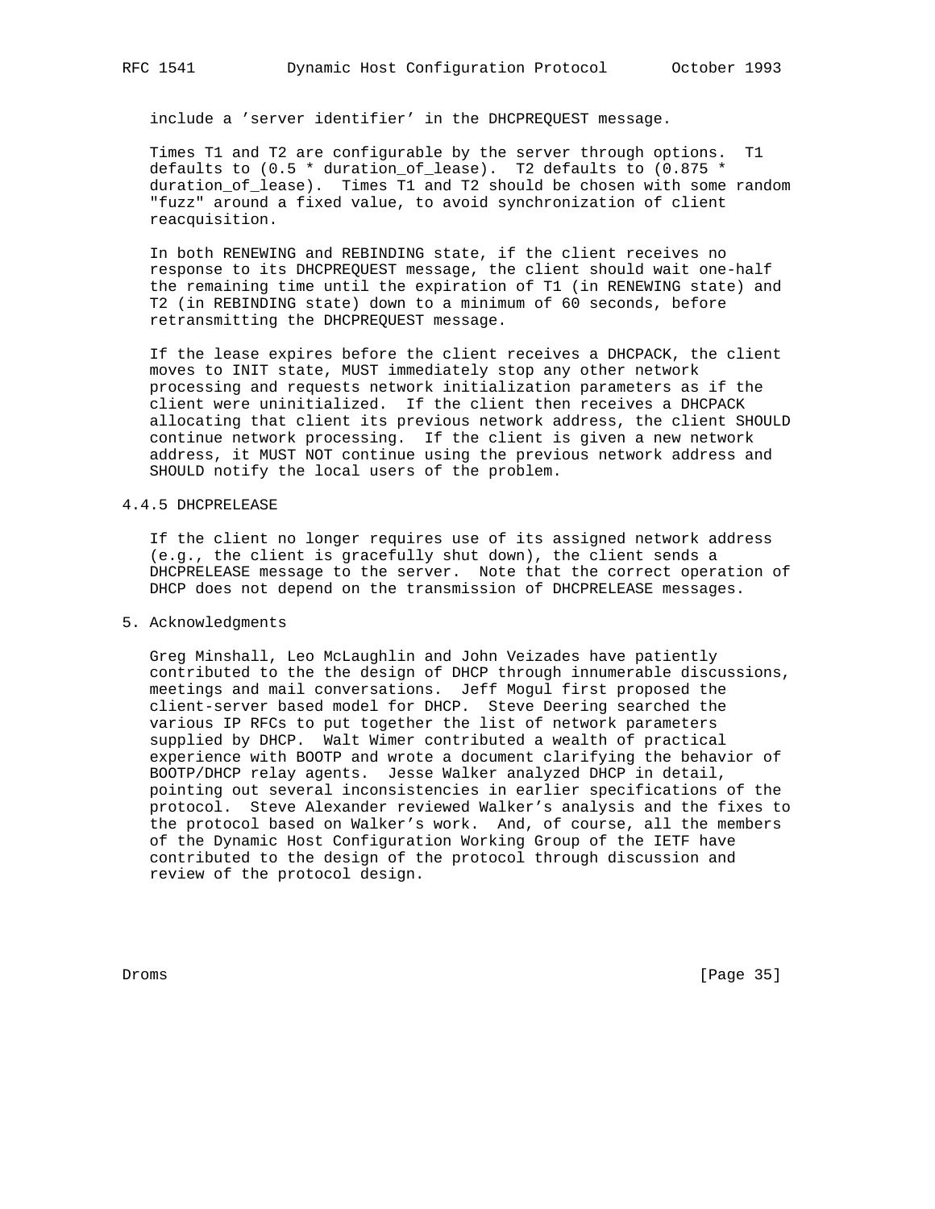include a 'server identifier' in the DHCPREQUEST message.

Times T1 and T2 are configurable by the server through options. T1 defaults to (0.5 * duration_of_lease). T2 defaults to (0.875 * duration_of_lease). Times T1 and T2 should be chosen with some random "fuzz" around a fixed value, to avoid synchronization of client reacquisition.

In both RENEWING and REBINDING state, if the client receives no response to its DHCPREQUEST message, the client should wait one-half the remaining time until the expiration of T1 (in RENEWING state) and T2 (in REBINDING state) down to a minimum of 60 seconds, before retransmitting the DHCPREQUEST message.

If the lease expires before the client receives a DHCPACK, the client moves to INIT state, MUST immediately stop any other network processing and requests network initialization parameters as if the client were uninitialized. If the client then receives a DHCPACK allocating that client its previous network address, the client SHOULD continue network processing. If the client is given a new network address, it MUST NOT continue using the previous network address and SHOULD notify the local users of the problem.

### 4.4.5 DHCPRELEASE

If the client no longer requires use of its assigned network address (e.g., the client is gracefully shut down), the client sends a DHCPRELEASE message to the server. Note that the correct operation of DHCP does not depend on the transmission of DHCPRELEASE messages.

## 5. Acknowledgments

Greg Minshall, Leo McLaughlin and John Veizades have patiently contributed to the the design of DHCP through innumerable discussions, meetings and mail conversations. Jeff Mogul first proposed the client-server based model for DHCP. Steve Deering searched the various IP RFCs to put together the list of network parameters supplied by DHCP. Walt Wimer contributed a wealth of practical experience with BOOTP and wrote a document clarifying the behavior of BOOTP/DHCP relay agents. Jesse Walker analyzed DHCP in detail, pointing out several inconsistencies in earlier specifications of the protocol. Steve Alexander reviewed Walker's analysis and the fixes to the protocol based on Walker's work. And, of course, all the members of the Dynamic Host Configuration Working Group of the IETF have contributed to the design of the protocol through discussion and review of the protocol design.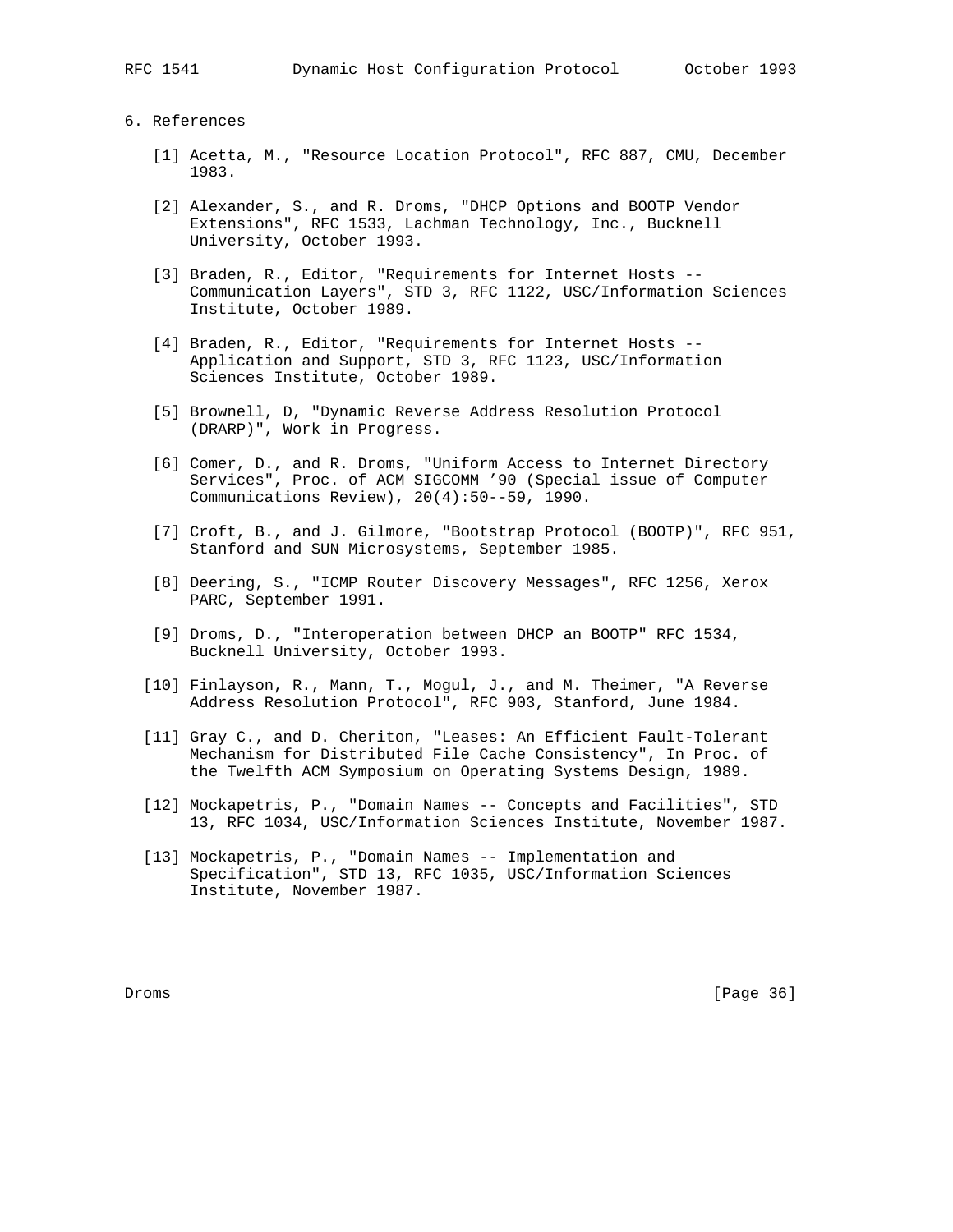## 6. References

[1] Acetta, M., "Resource Location Protocol", RFC 887, CMU, December 1983.

[2] Alexander, S., and R. Droms, "DHCP Options and BOOTP Vendor Extensions", RFC 1533, Lachman Technology, Inc., Bucknell University, October 1993.

[3] Braden, R., Editor, "Requirements for Internet Hosts -- Communication Layers", STD 3, RFC 1122, USC/Information Sciences Institute, October 1989.

[4] Braden, R., Editor, "Requirements for Internet Hosts -- Application and Support, STD 3, RFC 1123, USC/Information Sciences Institute, October 1989.

[5] Brownell, D, "Dynamic Reverse Address Resolution Protocol (DRARP)", Work in Progress.

[6] Comer, D., and R. Droms, "Uniform Access to Internet Directory Services", Proc. of ACM SIGCOMM '90 (Special issue of Computer Communications Review), 20(4):50--59, 1990.

[7] Croft, B., and J. Gilmore, "Bootstrap Protocol (BOOTP)", RFC 951, Stanford and SUN Microsystems, September 1985.

[8] Deering, S., "ICMP Router Discovery Messages", RFC 1256, Xerox PARC, September 1991.

[9] Droms, D., "Interoperation between DHCP an BOOTP" RFC 1534, Bucknell University, October 1993.

[10] Finlayson, R., Mann, T., Mogul, J., and M. Theimer, "A Reverse Address Resolution Protocol", RFC 903, Stanford, June 1984.

[11] Gray C., and D. Cheriton, "Leases: An Efficient Fault-Tolerant Mechanism for Distributed File Cache Consistency", In Proc. of the Twelfth ACM Symposium on Operating Systems Design, 1989.

[12] Mockapetris, P., "Domain Names -- Concepts and Facilities", STD 13, RFC 1034, USC/Information Sciences Institute, November 1987.

[13] Mockapetris, P., "Domain Names -- Implementation and Specification", STD 13, RFC 1035, USC/Information Sciences Institute, November 1987.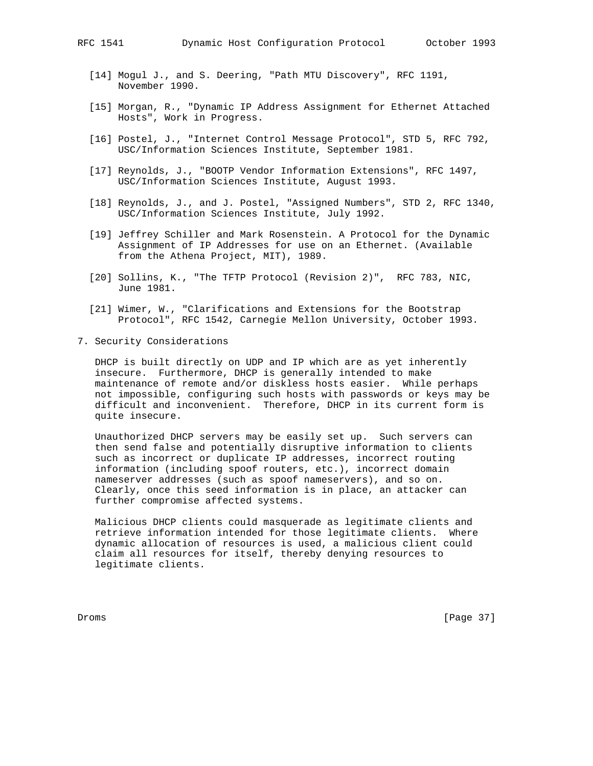[14] Mogul J., and S. Deering, "Path MTU Discovery", RFC 1191, November 1990.

[15] Morgan, R., "Dynamic IP Address Assignment for Ethernet Attached Hosts", Work in Progress.

[16] Postel, J., "Internet Control Message Protocol", STD 5, RFC 792, USC/Information Sciences Institute, September 1981.

[17] Reynolds, J., "BOOTP Vendor Information Extensions", RFC 1497, USC/Information Sciences Institute, August 1993.

[18] Reynolds, J., and J. Postel, "Assigned Numbers", STD 2, RFC 1340, USC/Information Sciences Institute, July 1992.

[19] Jeffrey Schiller and Mark Rosenstein. A Protocol for the Dynamic Assignment of IP Addresses for use on an Ethernet. (Available from the Athena Project, MIT), 1989.

[20] Sollins, K., "The TFTP Protocol (Revision 2)", RFC 783, NIC, June 1981.

[21] Wimer, W., "Clarifications and Extensions for the Bootstrap Protocol", RFC 1542, Carnegie Mellon University, October 1993.

## 7. Security Considerations

DHCP is built directly on UDP and IP which are as yet inherently insecure. Furthermore, DHCP is generally intended to make maintenance of remote and/or diskless hosts easier. While perhaps not impossible, configuring such hosts with passwords or keys may be difficult and inconvenient. Therefore, DHCP in its current form is quite insecure.

Unauthorized DHCP servers may be easily set up. Such servers can then send false and potentially disruptive information to clients such as incorrect or duplicate IP addresses, incorrect routing information (including spoof routers, etc.), incorrect domain nameserver addresses (such as spoof nameservers), and so on. Clearly, once this seed information is in place, an attacker can further compromise affected systems.

Malicious DHCP clients could masquerade as legitimate clients and retrieve information intended for those legitimate clients. Where dynamic allocation of resources is used, a malicious client could claim all resources for itself, thereby denying resources to legitimate clients.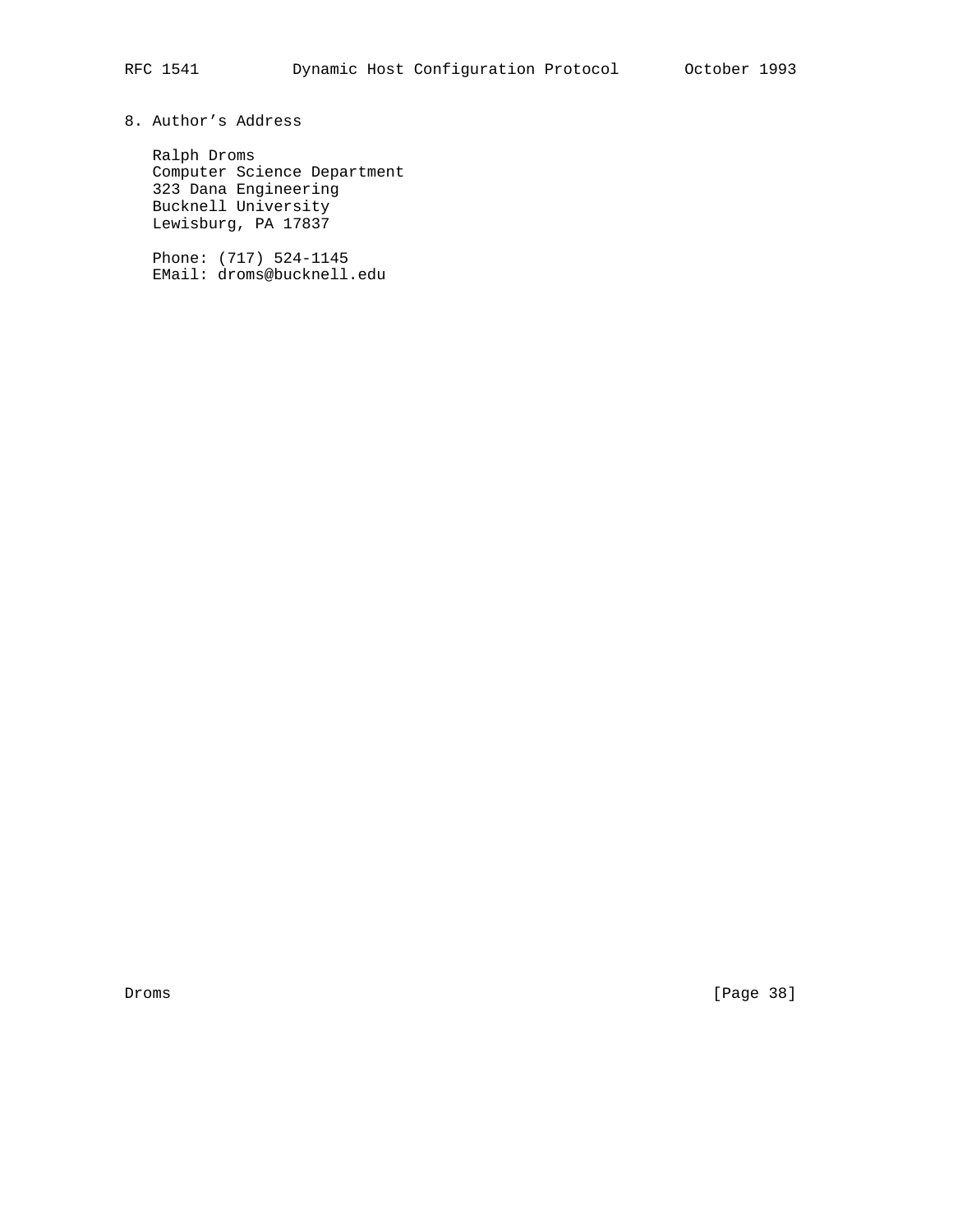## 8. Author's Address

Ralph Droms
Computer Science Department
323 Dana Engineering
Bucknell University
Lewisburg, PA 17837

Phone: (717) 524-1145
EMail: droms@bucknell.edu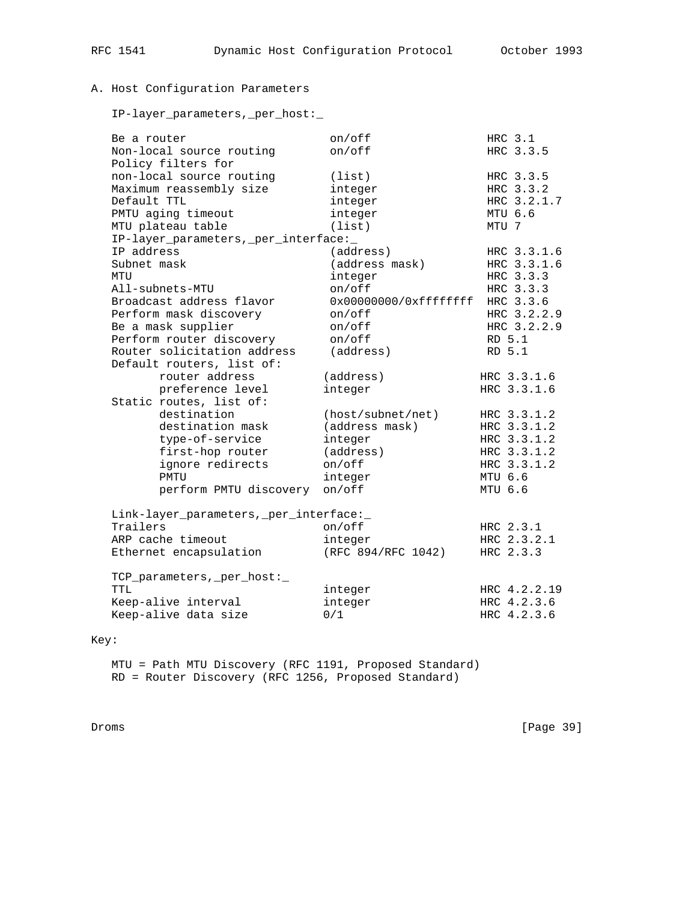## A. Host Configuration Parameters

IP-layer_parameters,_per_host:_

| | | |
|---|---|---|
| Be a router | on/off | HRC 3.1 |
| Non-local source routing | on/off | HRC 3.3.5 |
| Policy filters for non-local source routing | (list) | HRC 3.3.5 |
| Maximum reassembly size | integer | HRC 3.3.2 |
| Default TTL | integer | HRC 3.2.1.7 |
| PMTU aging timeout | integer | MTU 6.6 |
| MTU plateau table | (list) | MTU 7 |

IP-layer_parameters,_per_interface:_

| | | |
|---|---|---|
| IP address | (address) | HRC 3.3.1.6 |
| Subnet mask | (address mask) | HRC 3.3.1.6 |
| MTU | integer | HRC 3.3.3 |
| All-subnets-MTU | on/off | HRC 3.3.3 |
| Broadcast address flavor | 0x00000000/0xffffffff | HRC 3.3.6 |
| Perform mask discovery | on/off | HRC 3.2.2.9 |
| Be a mask supplier | on/off | HRC 3.2.2.9 |
| Perform router discovery | on/off | RD 5.1 |
| Router solicitation address | (address) | RD 5.1 |
| Default routers, list of: | | |
| router address | (address) | HRC 3.3.1.6 |
| preference level | integer | HRC 3.3.1.6 |
| Static routes, list of: | | |
| destination | (host/subnet/net) | HRC 3.3.1.2 |
| destination mask | (address mask) | HRC 3.3.1.2 |
| type-of-service | integer | HRC 3.3.1.2 |
| first-hop router | (address) | HRC 3.3.1.2 |
| ignore redirects | on/off | HRC 3.3.1.2 |
| PMTU | integer | MTU 6.6 |
| perform PMTU discovery | on/off | MTU 6.6 |

Link-layer_parameters,_per_interface:_

| | | |
|---|---|---|
| Trailers | on/off | HRC 2.3.1 |
| ARP cache timeout | integer | HRC 2.3.2.1 |
| Ethernet encapsulation | (RFC 894/RFC 1042) | HRC 2.3.3 |

TCP_parameters,_per_host:_

| | | |
|---|---|---|
| TTL | integer | HRC 4.2.2.19 |
| Keep-alive interval | integer | HRC 4.2.3.6 |
| Keep-alive data size | 0/1 | HRC 4.2.3.6 |

Key:

MTU = Path MTU Discovery (RFC 1191, Proposed Standard)
RD = Router Discovery (RFC 1256, Proposed Standard)